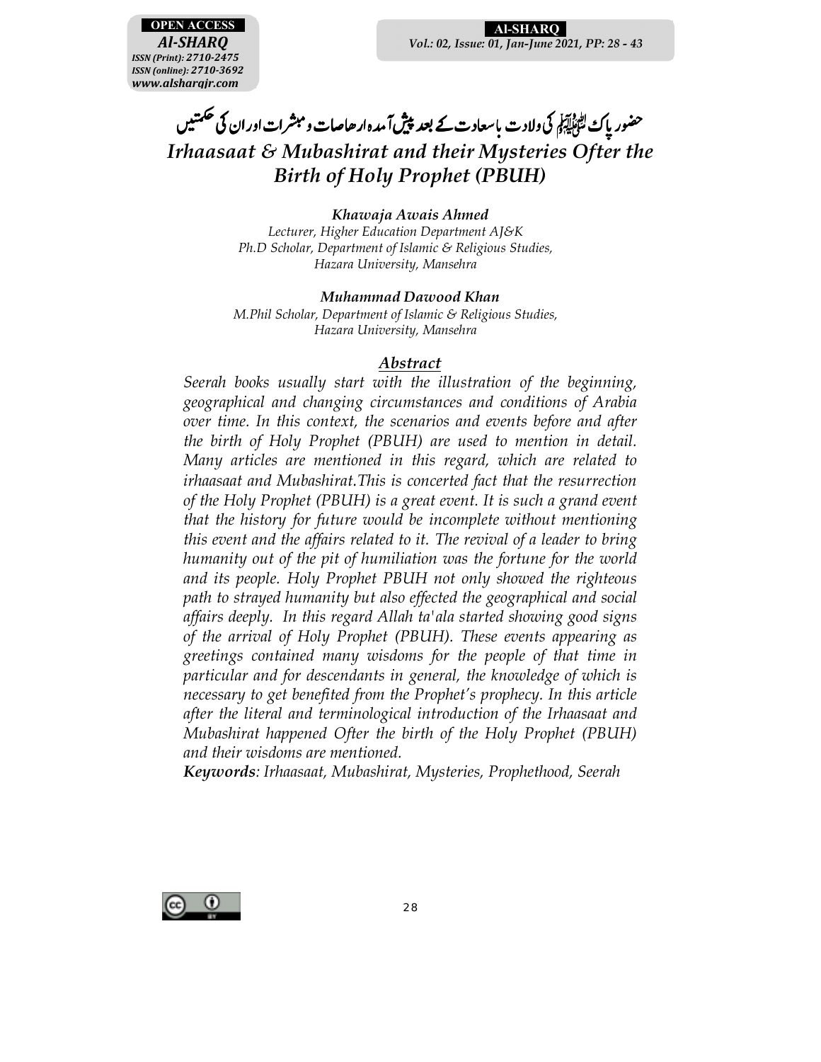# حضور پاک ﷺ کی ولادت باسعادت کے بعد پیش آمدہ ارھاصات و مبشرات اور ان کی حکمتیں

# *Irhaasaat & Mubashirat and their Mysteries Ofter the Birth of Holy Prophet (PBUH)*

***Khawaja Awais Ahmed***
*Lecturer, Higher Education Department AJ&K*
*Ph.D Scholar, Department of Islamic & Religious Studies, Hazara University, Mansehra*

***Muhammad Dawood Khan***
*M.Phil Scholar, Department of Islamic & Religious Studies, Hazara University, Mansehra*

## *Abstract*

*Seerah books usually start with the illustration of the beginning, geographical and changing circumstances and conditions of Arabia over time. In this context, the scenarios and events before and after the birth of Holy Prophet (PBUH) are used to mention in detail. Many articles are mentioned in this regard, which are related to irhaasaat and Mubashirat.This is concerted fact that the resurrection of the Holy Prophet (PBUH) is a great event. It is such a grand event that the history for future would be incomplete without mentioning this event and the affairs related to it. The revival of a leader to bring humanity out of the pit of humiliation was the fortune for the world and its people. Holy Prophet PBUH not only showed the righteous path to strayed humanity but also effected the geographical and social affairs deeply. In this regard Allah ta'ala started showing good signs of the arrival of Holy Prophet (PBUH). These events appearing as greetings contained many wisdoms for the people of that time in particular and for descendants in general, the knowledge of which is necessary to get benefited from the Prophet's prophecy. In this article after the literal and terminological introduction of the Irhaasaat and Mubashirat happened Ofter the birth of the Holy Prophet (PBUH) and their wisdoms are mentioned.*

***Keywords**: Irhaasaat, Mubashirat, Mysteries, Prophethood, Seerah*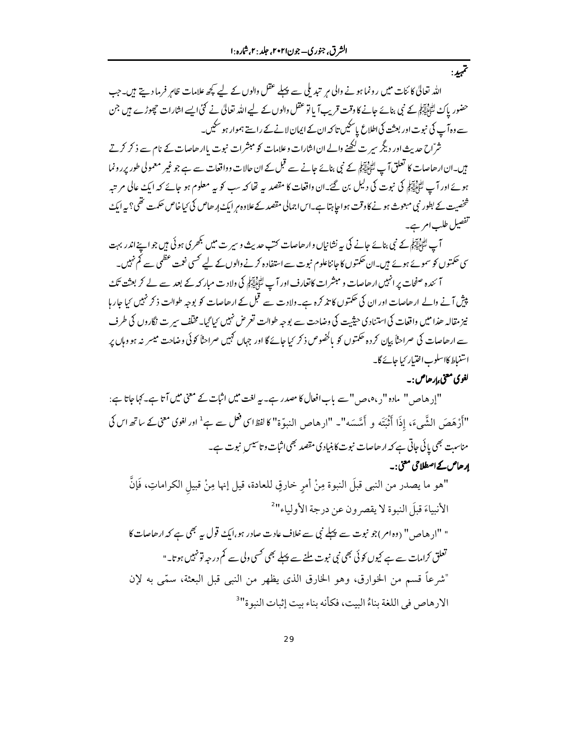**تمہید:**

اللہ تعالی کائنات میں رونما ہونے والی ہر تبدیلی سے پہلے عقل والوں کے لیے کچھ علامات ظاہر فرما دیتے ہیں۔جب حضور پاک ﷺ کے نبی بنائے جانے کا وقت قریب آیا تو عقل والوں کے لیے اللہ تعالی نے کئی ایسے اشارات چھوڑے ہیں جن سے وہ آپ کی نبوت اور بعثت کی اطلاع پا سکیں تاکہ ان کے ایمان لانے کے راستے ہموار ہو سکیں۔

شرّاح حدیث اور دیگر سیرت لکھنے والے ان اشارات وعلامات کو مبشرات نبوت یا ارھاصات کے نام سے ذکر کرتے ہیں۔ان ارھاصات کا تعلق آپ ﷺ کے نبی بنائے جانے سے قبل کے ان حالات وواقعات سے ہے جو غیر معمولی طور پر رونما ہوئے اور آپ ﷺ کی نبوت کی دلیل بن گئے۔ان واقعات کا مقصد یہ تھا کہ سب کو یہ معلوم ہو جائے کہ ایک عالی مرتبہ شخصیت کے بطور نبی مبعوث ہونے کا وقت ہوا چاہتا ہے۔اس اجمالی مقصد کے علاوہ ہر ایک اِرھاص کی کیا خاص حکمت تھی؟ یہ ایک تفصیل طلب امر ہے۔

آپ ﷺ کے نبی بنائے جانے کی یہ نشانیاں و ارھاصات کتب حدیث و سیرت میں بکھری ہوئی ہیں جو اپنے اندر بہت سی حکمتوں کو سموئے ہوئے ہیں۔ان حکمتوں کا جاننا علوم نبوت سے استفادہ کرنے والوں کے لیے کسی نعمت عظمیٰ سے کم نہیں۔

آئندہ صفحات پر انہیں ارھاصات و مبشرات کا تعارف اور آپ ﷺ کی ولادت مبارکہ کے بعد سے لے کر بعثت تک پیش آنے والے ارھاصات اور ان کی حکمتوں کا تذکرہ ہے۔ولادت سے قبل کے ارھاصات کو بوجہ طوالت ذکر نہیں کیا جا رہا نیز مقالہ ھذا میں واقعات کی استنادی حیثیت کی وضاحت سے بوجہ طوالت تعرض نہیں کیا گیا۔مختلف سیرت نگاروں کی طرف سے ارھاصات کی صراحتاً بیان کردہ حکمتوں کو بالخصوص ذکر کیا جائے گا اور جہاں کہیں صراحتاً کوئی وضاحت میسر نہ ہو وہاں پر استنباط کا اسلوب اختیار کیا جائے گا۔

**لغوی معنی اِرھاص:۔**

"اِرھاص" مادہ "ر،ہ،ص" سے باب افعال کا مصدر ہے۔یہ لغت میں اثبات کے معنی میں آتا ہے۔کہا جاتا ہے: "أَرْهَصَ الشَّیءَ، إِذَا أَثْبَتَه و أَسَّسَه"۔ "ارهاص النبوّۃ" کا لفظ اسی فعل سے ہے[1] اور لغوی معنی کے ساتھ اس کی مناسبت بھی پائی جاتی ہے کہ ارھاصات نبوت کا بنیادی مقصد بھی اثبات وتاسیس نبوت ہے۔

**اِرھاص کے اصطلاحی معنی:۔**

"هو ما یصدر من النبی قبلَ النبوة مِنْ أمرٍ خارقٍ للعادة، قیل إنها مِنْ قبیلِ الکراماتِ، فَإِنَّ الأنبیاءَ قبلَ النبوة لا یقصرون عن درجة الأولیاء"[2]

" "ارھاص" (وہ امر) جو نبوت سے پہلے نبی سے خلاف عادت صادر ہو،ایک قول یہ بھی ہے کہ ارھاصات کا تعلق کرامات سے ہے کیوں کوئی بھی نبی نبوت ملنے سے پہلے بھی کسی ولی سے کم درجہ تو نہیں ہوتا۔"

"شرعاً قسم من الخوارق، وهو الخارق الذی یظهر من النبی قبل البعثة، سمّی به لإن الارهاص فی اللغة بناءُ البیت، فکأنه بناء بیت إثبات النبوة"[3]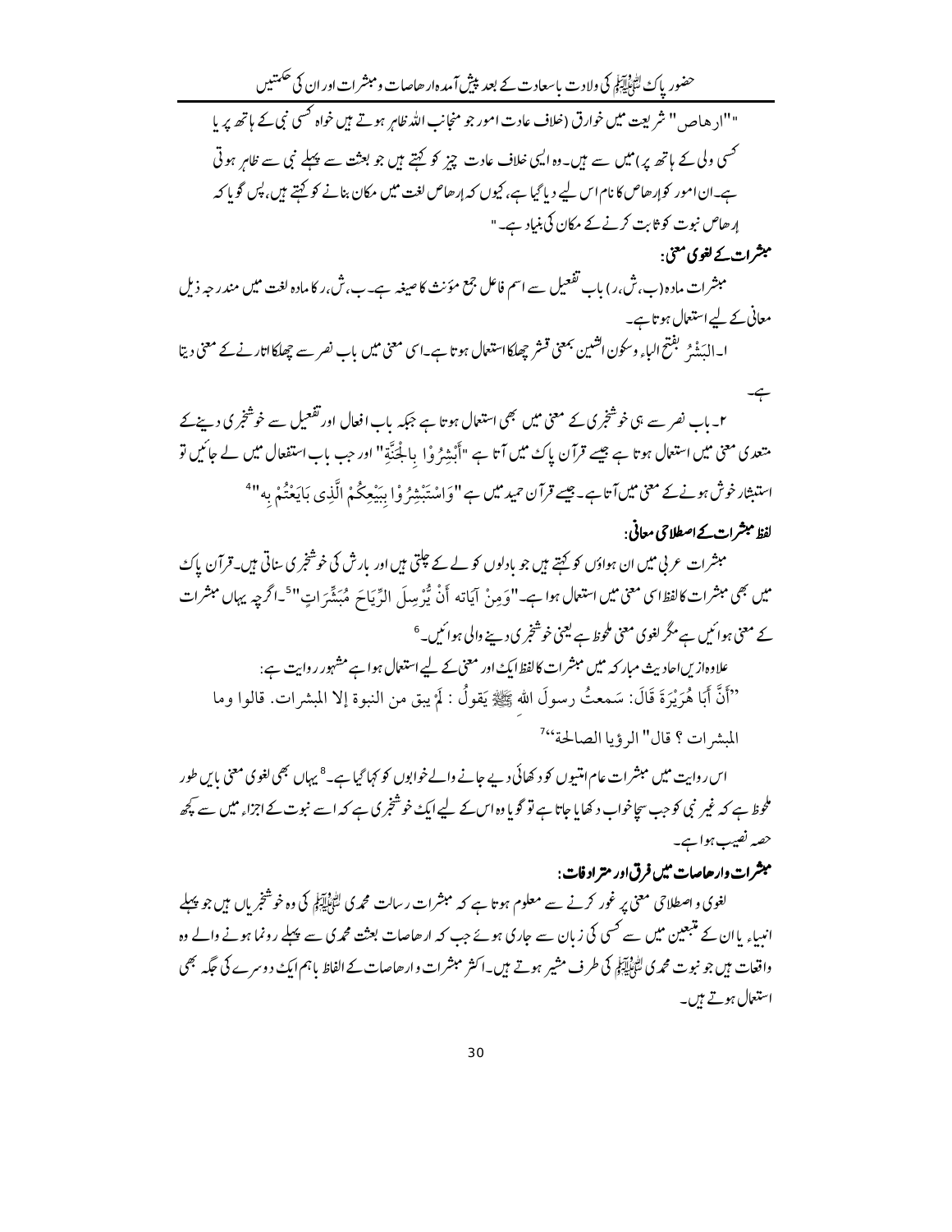"ارھاص" شریعت میں خوارق (خلاف عادت امور جو منجانب اللہ ظاہر ہوتے ہیں خواہ کسی نبی کے ہاتھ پر یا کسی ولی کے ہاتھ پر) میں سے ہیں۔ وہ ایسی خلاف عادت چیز کو کہتے ہیں جو بعثت سے پہلے نبی سے ظاہر ہوتی ہے۔ ان امور کو اِرھاص کا نام اس لیے دیا گیا ہے، کیوں کہ اِرھاص لغت میں مکان بنانے کو کہتے ہیں، پس گویا کہ اِرھاص نبوت کو ثابت کرنے کے مکان کی بنیاد ہے۔"

### مبشرات کے لغوی معنی:

مبشرات مادہ (ب، ش، ر) باب تفعیل سے اسم فاعل جمع مؤنث کا صیغہ ہے۔ ب، ش، ر کا مادہ لغت میں مندرجہ ذیل معانی کے لیے استعمال ہوتا ہے۔

۱۔ البَشْرُ بفتح الباء وسکون الشین بمعنی قشر چھلکا استعمال ہوتا ہے۔ اسی معنی میں باب نصر سے چھلکا اتارنے کے معنی دیتا ہے۔

۲۔ باب نصر سے ہی خوشخبری کے معنی میں بھی استعمال ہوتا ہے جبکہ باب افعال اور تفعیل سے خوشخبری دینے کے متعدی معنی میں استعمال ہوتا ہے جیسے قرآن پاک میں آتا ہے "أَبْشِرُوْا بِالْجَنَّةِ" اور جب باب استفعال میں لے جائیں تو استبشار خوش ہونے کے معنی میں آتا ہے۔ جیسے قرآن حمید میں ہے "وَاسْتَبْشِرُوْا بِبَيْعِكُمْ الَّذِي بَايَعْتُمْ بِهِ"[4]

### لفظ مبشرات کے اصطلاحی معانی:

مبشرات عربی میں ان ہواؤں کو کہتے ہیں جو بادلوں کو لے کے چلتی ہیں اور بارش کی خوشخبری سناتی ہیں۔ قرآن پاک میں بھی مبشرات کا لفظ اسی معنی میں استعمال ہوا ہے۔ "وَمِنْ آيَاته أَنْ يُرْسِلَ الرِّيَاحَ مُبَشِّرَاتٍ"[5]۔ اگرچہ یہاں مبشرات کے معنی ہوائیں ہے مگر لغوی معنی ملحوظ ہے یعنی خوشخبری دینے والی ہوائیں۔[6]

علاوہ ازیں احادیث مبارکہ میں مبشرات کا لفظ ایک اور معنی کے لیے استعمال ہوا ہے مشہور روایت ہے:

"أَنَّ أَبَا هُرَيْرَةَ قَالَ: سَمِعتُ رسولَ الله ﷺ يَقولُ : لَمْ يبق من النبوة إلا المبشرات. قالوا وما المبشرات ؟ قال" الرؤيا الصالحة"[7]

اس روایت میں مبشرات عام امتیوں کو دکھائی دیے جانے والے خوابوں کو کہا گیا ہے۔[8] یہاں بھی لغوی معنی بایں طور ملحوظ ہے کہ غیر نبی کو جب سچا خواب دکھایا جاتا ہے تو گویا وہ اس کے لیے ایک خوشخبری ہے کہ اسے نبوت کے اجزاء میں سے کچھ حصہ نصیب ہوا ہے۔

### مبشرات وارھاصات میں فرق اور مترادفات:

لغوی و اصطلاحی معنی پر غور کرنے سے معلوم ہوتا ہے کہ مبشرات رسالت محمدی ﷺ کی وہ خوشخبریاں ہیں جو پہلے انبیاء یا ان کے متبعین میں سے کسی کی زبان سے جاری ہوئے جب کہ ارھاصات بعثت محمدی سے پہلے رونما ہونے والے وہ واقعات ہیں جو نبوت محمدی ﷺ کی طرف مشیر ہوتے ہیں۔ اکثر مبشرات وارھاصات کے الفاظ باہم ایک دوسرے کی جگہ بھی استعمال ہوتے ہیں۔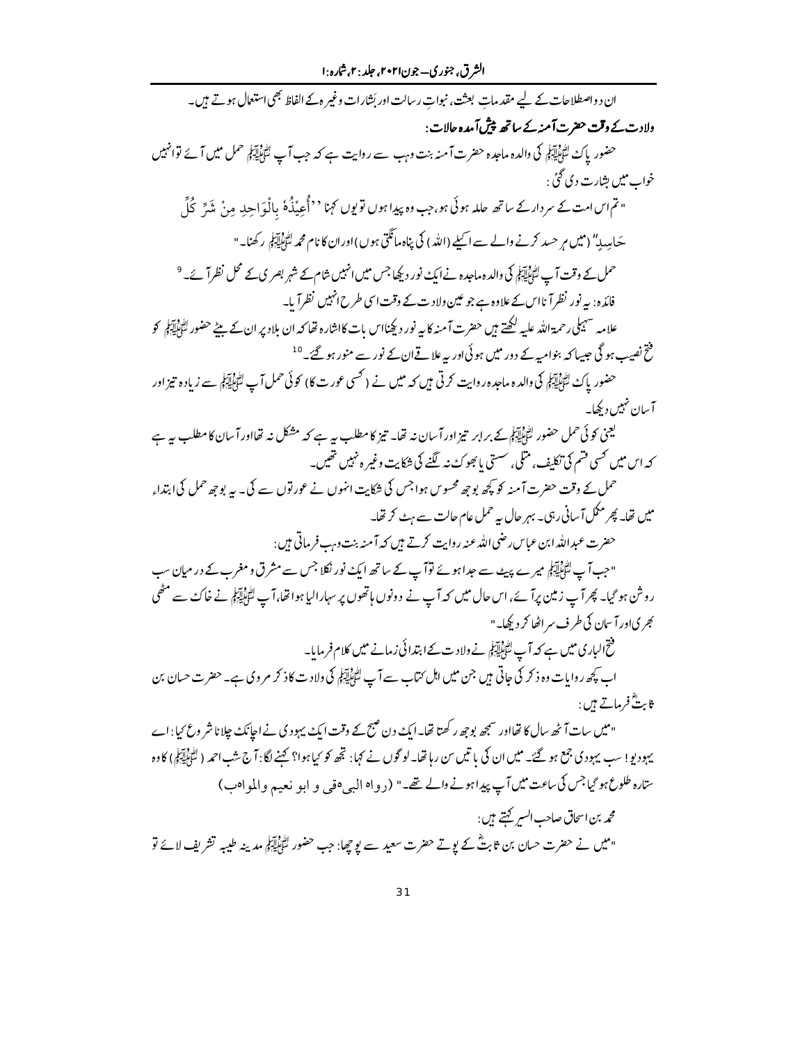ان دو اصطلاحات کے لیے مقدماتِ بعثت، نبواتِ رسالت اور بشارات وغیرہ کے الفاظ بھی استعمال ہوتے ہیں۔

**ولادت کے وقت حضرت آمنہ کے ساتھ پیش آمدہ حالات:**

حضور پاکﷺ کی والدہ ماجدہ حضرت آمنہ بنت وہب سے روایت ہے کہ جب آپﷺ حمل میں آئے تو انہیں خواب میں بشارت دی گئی:

"تم اس امت کے سردار کے ساتھ حاملہ ہوئی ہو، جب وہ پیدا ہوں تو یوں کہنا ''أُعِيْذُهُ بِالْوَاحِدِ مِنْ شَرِّ كُلِّ حَاسِدٍ'' (میں ہر حسد کرنے والے سے اکیلے (اللہ) کی پناہ مانگتی ہوں) اور ان کا نام محمدﷺ رکھنا۔"

حمل کے وقت آپﷺ کی والدہ ماجدہ نے ایک نور دیکھا جس میں انہیں شام کے شہر بصری کے محل نظر آئے۔[9]

فائدہ: یہ نور نظر آنا اس کے علاوہ ہے جو عین ولادت کے وقت اسی طرح انہیں نظر آیا۔

علامہ سہیلی رحمۃ اللہ علیہ لکھتے ہیں حضرت آمنہ کا یہ نور دیکھنا اس بات کا اشارہ تھا کہ ان بلاد پر ان کے بیٹے حضورﷺ کو فتح نصیب ہو گی جیسا کہ بنوامیہ کے دور میں ہوئی اور یہ علاقے ان کے نور سے منور ہو گئے۔[10]

حضور پاکﷺ کی والدہ ماجدہ روایت کرتی ہیں کہ میں نے (کسی عورت کا) کوئی حمل آپﷺ سے زیادہ تیز اور آسان نہیں دیکھا۔

یعنی کوئی حمل حضورﷺ کے برابر تیز اور آسان نہ تھا۔ تیز کا مطلب یہ ہے کہ مشکل نہ تھا اور آسان کا مطلب یہ ہے کہ اس میں کسی قسم کی تکلیف، متلی، سستی یا بھوک نہ لگنے کی شکایت وغیرہ نہیں تھیں۔

حمل کے وقت حضرت آمنہ کو کچھ بوجھ محسوس ہوا جس کی شکایت انہوں نے عورتوں سے کی۔ یہ بوجھ حمل کی ابتداء میں تھا۔ پھر مکمل آسانی رہی۔ بہر حال یہ حمل عام حالت سے ہٹ کر تھا۔

حضرت عبداللہ ابن عباس رضی اللہ عنہ روایت کرتے ہیں کہ آمنہ بنت وہب فرماتی ہیں:

"جب آپﷺ میرے پیٹ سے جدا ہوئے تو آپ کے ساتھ ایک نور نکلا جس سے مشرق و مغرب کے درمیان سب روشن ہو گیا۔ پھر آپ زمین پر آئے، اس حال میں کہ آپ نے دونوں ہاتھوں پر سہارا لیا ہوا تھا، آپﷺ نے خاک سے مٹھی بھری اور آسمان کی طرف سر اٹھا کر دیکھا۔"

فتح الباری میں ہے کہ آپﷺ نے ولادت کے ابتدائی زمانے میں کلام فرمایا۔

اب کچھ روایات وہ ذکر کی جاتی ہیں جن میں اہل کتاب سے آپﷺ کی ولادت کا ذکر مروی ہے۔ حضرت حسان بن ثابتؓ فرماتے ہیں:

"میں سات آٹھ سال کا تھا اور سمجھ بوجھ رکھتا تھا۔ ایک دن صبح کے وقت ایک یہودی نے اچانک چلانا شروع کیا: اے یہودیو! سب یہودی جمع ہو گئے۔ میں ان کی باتیں سن رہا تھا۔ لوگوں نے کہا: تجھ کو کیا ہوا؟ کہنے لگا: آج شب احمد (ﷺ) کا وہ ستارہ طلوع ہو گیا جس کی ساعت میں آپ پیدا ہونے والے تھے۔" (رواه البیہقی و ابو نعیم والمواھب)

محمد بن اسحاق صاحب السیر کہتے ہیں:

"میں نے حضرت حسان بن ثابتؓ کے پوتے حضرت سعید سے پوچھا: جب حضورﷺ مدینہ طیبہ تشریف لائے تو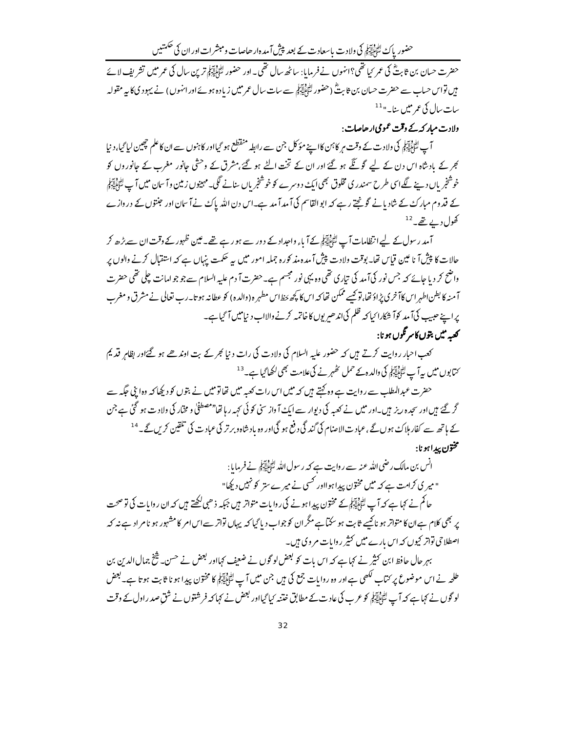حضرت حسان بن ثابتؓ کی عمر کیا تھی؟انہوں نے فرمایا: ساٹھ سال تھی۔ اور حضور ﷺ ترپن سال کی عمر میں تشریف لائے ہیں تو اس حساب سے حضرت حسان بن ثابتؓ (حضور ﷺ سے سات سال عمر میں زیادہ ہوئے اور انہوں) نے یہودی کا یہ مقولہ سات سال کی عمر میں سنا۔"[11]

**ولادت مبارکہ کے وقت عمومی ارھاصات:**

آپ ﷺ کی ولادت کے وقت ہر کاہن کا اپنے مؤکل جن سے رابطہ منقطع ہو گیا اور کاہنوں سے ان کا علم چھین لیا گیا، دنیا بھر کے بادشاہ اس دن کے لیے گونگے ہو گئے اور ان کے تخت الٹے ہو گئے، مشرق کے وحشی جانور مغرب کے جانوروں کو خوشخبریاں دینے لگے اسی طرح سمندری مخلوق بھی ایک دوسرے کو خوشخبریاں سنانے لگی۔ مہینوں زمین و آسمان میں آپ ﷺ کے قدوم مبارک کے شادیانے گونجتے رہے کہ ابو القاسم کی آمد آمد ہے۔ اس دن اللہ پاک نے آسمان اور جنتوں کے دروازے کھول دیے تھے۔[12]

آمد رسول کے لیے انتظامات آپ ﷺ کے آباء واجداد کے دور سے ہو رہے تھے۔ عین ظہور کے وقت ان سے بڑھ کر حالات کا پیش آنا عین قیاس تھا۔ بوقت ولادت پیش آمدہ مذکورہ جملہ امور میں یہ حکمت پنہاں ہے کہ استقبال کرنے والوں پر واضح کر دیا جائے کہ جس نور کی آمد کی تیاری تھی وہ یہی نور مجسم ہے۔ حضرت آدم علیہ السلام سے جو جو امانت چلی تھی حضرت آمنہ کا بطن اطہر اس کا آخری پڑاؤ تھا، تو کیسے ممکن تھا کہ اس کا کچھ حظ اس مطہرہ (والدہ) کو عطا نہ ہوتا۔ رب تعالیٰ نے مشرق و مغرب پر اپنے حبیب کی آمد کو آشکارا کیا کہ ظلم کی اندھیریوں کا خاتمہ کرنے والا اب دنیا میں آ گیا ہے۔

**کعبہ میں بتوں کا سرنگوں ہونا:**

کعب احبار روایت کرتے ہیں کہ حضور علیہ السلام کی ولادت کی رات دنیا بھر کے بت اوندھے ہو گئے اور بظاہر قدیم کتابوں میں یہ آپ ﷺ کی والدہ کے حمل ٹھہرنے کی علامت بھی لکھا گیا ہے۔[13]

حضرت عبدالمطلب سے روایت ہے وہ کہتے ہیں کہ میں اس رات کعبہ میں تھا تو میں نے بتوں کو دیکھا کہ وہ اپنی جگہ سے گر گئے ہیں اور سجدہ ریز ہیں۔ اور میں نے کعبہ کی دیوار سے ایک آواز سنی کوئی کہہ رہا تھا "مصطفیٰ و مختار کی ولادت ہو گئی ہے جن کے ہاتھ سے کفار ہلاک ہوں گے، عبادت الاصنام کی گندگی دفع ہو گی اور وہ بادشاہ و برتر کی عبادت کی تلقین کریں گے۔[14]

**مختون پیدا ہونا:**

انس بن مالک رضی اللہ عنہ سے روایت ہے کہ رسول اللہ ﷺ نے فرمایا:

"میری کرامت ہے کہ میں مختون پیدا ہوا اور کسی نے میرے ستر کو نہیں دیکھا"

حاکم نے کہا ہے کہ آپ ﷺ کے مختون پیدا ہونے کی روایات متواتر ہیں جبکہ ذھبی لکھتے ہیں کہ ان روایات کی تو صحت پر بھی کلام ہے ان کا متواتر ہونا کیسے ثابت ہو سکتا ہے مگر ان کو جواب دیا گیا کہ یہاں تواتر سے اس امر کا مشہور ہونا مراد ہے نہ کہ اصطلاحی تواتر کیوں کہ اس بارے میں کثیر روایات مروی ہیں۔

بہر حال حافظ ابن کثیر نے کہا ہے کہ اس بات کو بعض لوگوں نے ضعیف کہا اور بعض نے حسن۔ شیخ جمال الدین بن طلحہ نے اس موضوع پر کتاب لکھی ہے اور وہ روایات جمع کی ہیں جن میں آپ ﷺ کا مختون پیدا ہونا ثابت ہوتا ہے۔ بعض لوگوں نے کہا ہے کہ آپ ﷺ کو عرب کی عادت کے مطابق ختنہ کیا گیا اور بعض نے کہا کہ فرشتوں نے شق صدر اول کے وقت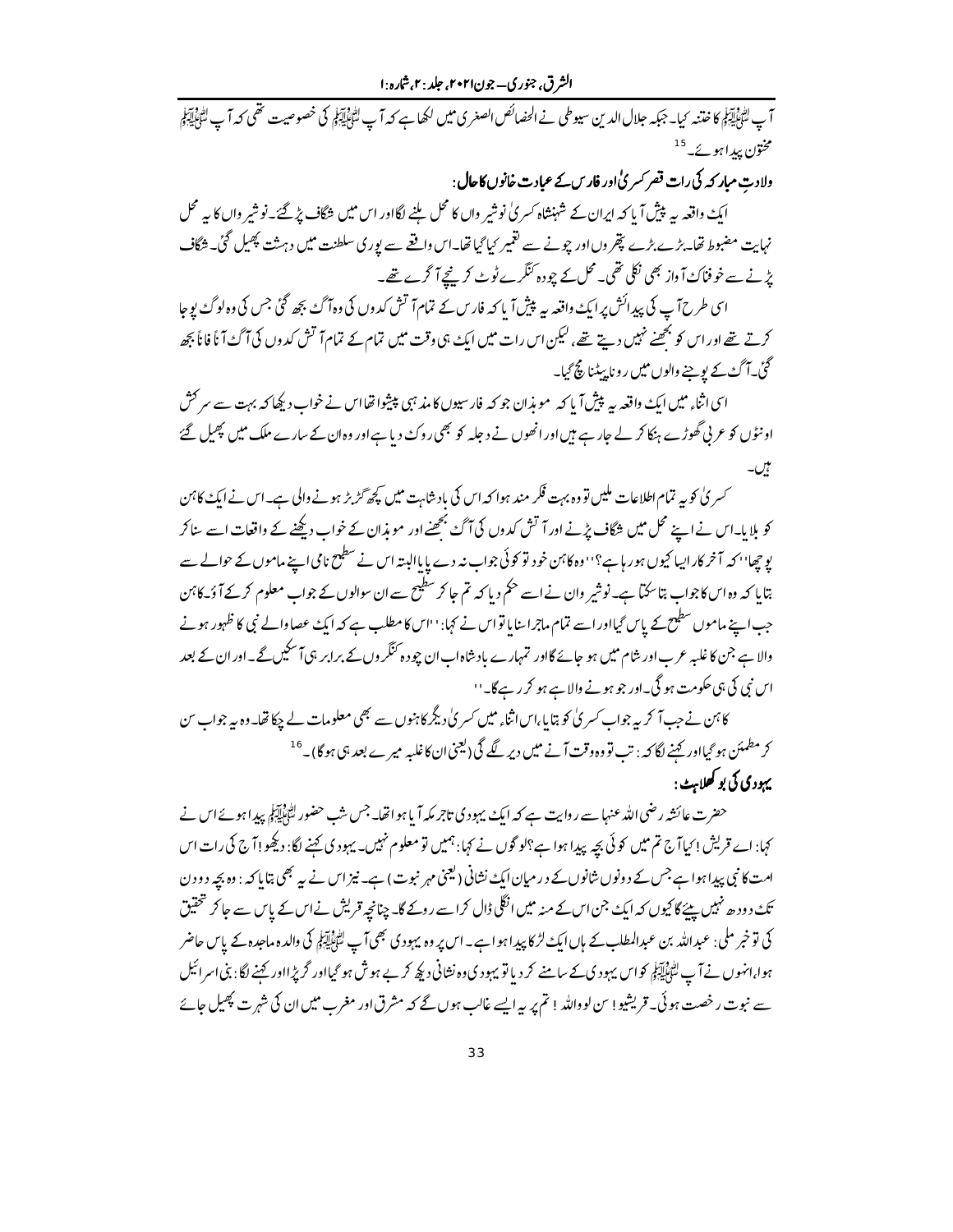آپ ﷺ کا ختنہ کیا۔ جبکہ جلال الدین سیوطی نے الخصائص الصغریٰ میں لکھا ہے کہ آپ ﷺ کی خصوصیت تھی کہ آپ ﷺ مختون پیدا ہوئے۔ [15]

### ولادتِ مبارکہ کی رات قصر کسریٰ اور فارس کے عبادت خانوں کا حال:

ایک واقعہ یہ پیش آیا کہ ایران کے شہنشاہ کسریٰ نوشیر واں کا محل ہلنے لگا اور اس میں شگاف پڑ گئے۔ نوشیر واں کا یہ محل نہایت مضبوط تھا۔ بڑے بڑے پتھروں اور چونے سے تعمیر کیا گیا تھا۔ اس واقعے سے پوری سلطنت میں دہشت پھیل گئی۔ شگاف پڑنے سے خوفناک آواز بھی نکلی تھی۔ محل کے چودہ کنگرے ٹوٹ کر نیچے آگرے تھے۔

اسی طرح آپ کی پیدائش پر ایک واقعہ یہ پیش آیا کہ فارس کے تمام آتش کدوں کی وہ آگ بجھ گئی جس کی وہ لوگ پوجا کرتے تھے اور اس کو بجھنے نہیں دیتے تھے، لیکن اس رات میں ایک ہی وقت میں تمام کے تمام آتش کدوں کی آگ آناً فاناً بجھ گئی۔ آگ کے پوجنے والوں میں رونا پیٹنا مچ گیا۔

اسی اثناء میں ایک واقعہ یہ پیش آیا کہ موبذان جو کہ فارسیوں کا مذہبی پیشوا تھا اس نے خواب دیکھا کہ بہت سے سرکش اونٹوں کو عربی گھوڑے ہنکا کر لے جا رہے ہیں اور انھوں نے دجلہ کو بھی روک دیا ہے اور وہ ان کے سارے ملک میں پھیل گئے ہیں۔

کسریٰ کو یہ تمام اطلاعات ملیں تو وہ بہت فکر مند ہوا کہ اس کی بادشاہت میں کچھ گڑبڑ ہونے والی ہے۔ اس نے ایک کاہن کو بلایا۔ اس نے اپنے محل میں شگاف پڑنے اور آتش کدوں کی آگ بجھنے اور موبذان کے خواب دیکھنے کے واقعات اسے سنا کر پوچھا "کہ آخر کار ایسا کیوں ہو رہا ہے؟" وہ کاہن خود تو کوئی جواب نہ دے پایا البتہ اس نے سطیح نامی اپنے ماموں کے حوالے سے بتایا کہ وہ اس کا جواب بتا سکتا ہے۔ نوشیر وان نے اسے حکم دیا کہ تم جا کر سطیح سے ان سوالوں کے جواب معلوم کر کے آؤ۔ کاہن جب اپنے ماموں سطیح کے پاس گیا اور اسے تمام ماجرا سنایا تو اس نے کہا: "اس کا مطلب ہے کہ ایک عصا والے نبی کا ظہور ہونے والا ہے جن کا غلبہ عرب اور شام میں ہو جائے گا اور تمہارے بادشاہ اب ان چودہ کنگروں کے برابر ہی آسکیں گے۔ اور ان کے بعد اس نبی کی ہی حکومت ہو گی۔ اور جو ہونے والا ہے ہو کر رہے گا۔"

کاہن نے جب آکر یہ جواب کسریٰ کو بتایا، اس اثناء میں کسریٰ دیگر کاہنوں سے بھی معلومات لے چکا تھا۔ وہ یہ جواب سن کر مطمئن ہو گیا اور کہنے لگا کہ: تب تو وہ وقت آنے میں دیر لگے گی (یعنی ان کا غلبہ میرے بعد ہی ہو گا)۔ [16]

### یہودی کی بوکھلاہٹ:

حضرت عائشہ رضی اللہ عنہا سے روایت ہے کہ ایک یہودی تاجر مکہ آیا ہوا تھا۔ جس شب حضور ﷺ پیدا ہوئے اس نے کہا: اے قریش! کیا آج تم میں کوئی بچہ پیدا ہوا ہے؟ لوگوں نے کہا: ہمیں تو معلوم نہیں۔ یہودی کہنے لگا: دیکھو! آج کی رات اس امت کا نبی پیدا ہوا ہے جس کے دونوں شانوں کے درمیان ایک نشانی (یعنی مہر نبوت) ہے۔ نیز اس نے یہ بھی بتایا کہ: وہ بچہ دو دن تک دودھ نہیں پیئے گا کیوں کہ ایک جن اس کے منہ میں انگلی ڈال کر اسے روکے گا۔ چنانچہ قریش نے اس کے پاس سے جا کر تحقیق کی تو خبر ملی: عبداللہ بن عبدالمطلب کے ہاں ایک لڑکا پیدا ہوا ہے۔ اس پر وہ یہودی بھی آپ ﷺ کی والدہ ماجدہ کے پاس حاضر ہوا، انہوں نے آپ ﷺ کو اس یہودی کے سامنے کر دیا تو یہودی وہ نشانی دیکھ کر بے ہوش ہو گیا اور گر پڑا اور کہنے لگا: بنی اسرائیل سے نبوت رخصت ہوئی۔ قریشیو! سن لو واللہ! تم پر یہ ایسے غالب ہوں گے کہ مشرق اور مغرب میں ان کی شہرت پھیل جائے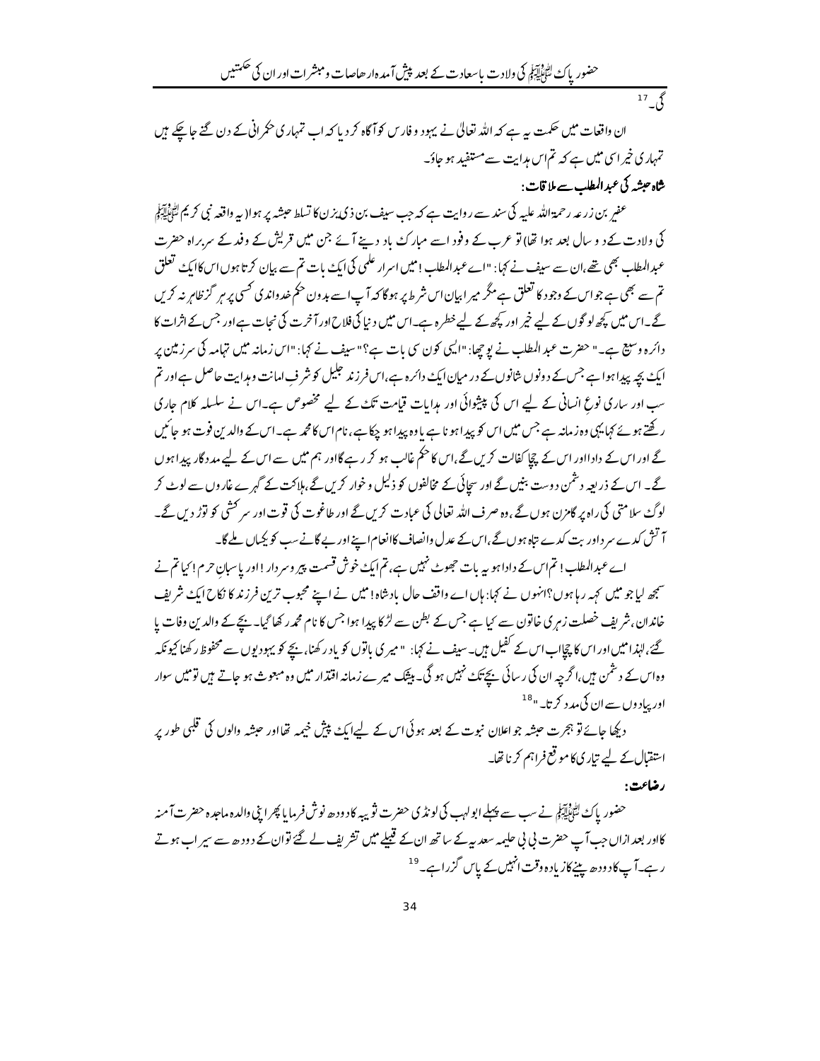گی۔[17]

ان واقعات میں حکمت یہ ہے کہ اللہ تعالیٰ نے یہود و فارس کو آگاہ کر دیا کہ اب تمہاری حکمرانی کے دن گنے جا چکے ہیں تمہاری خیر اسی میں ہے کہ تم اس ہدایت سے مستفید ہو جاؤ۔

**شاہ حبشہ کی عبد المطلب سے ملاقات:**

عفیر بن زرعہ رحمۃ اللہ علیہ کی سند سے روایت ہے کہ جب سیف بن ذی یزن کا تسلط حبشہ پر ہوا (یہ واقعہ نبی کریم ﷺ کی ولادت کے دو سال بعد ہوا تھا) تو عرب کے وفود اسے مبارک باد دینے آئے جن میں قریش کے وفد کے سربراہ حضرت عبد المطلب بھی تھے، ان سے سیف نے کہا: "اے عبد المطلب! میں اسرار علمی کی ایک بات تم سے بیان کرتا ہوں اس کا ایک تعلق تم سے بھی ہے جو اس کے وجود کا تعلق ہے مگر میرا بیان اس شرط پر ہوگا کہ آپ اسے بدون حکم خداوندی کسی پر ہرگز ظاہر نہ کریں گے۔ اس میں کچھ لوگوں کے لیے خیر اور کچھ کے لیے خطرہ ہے۔ اس میں دنیا کی فلاح اور آخرت کی نجات ہے اور جس کے اثرات کا دائرہ وسیع ہے۔" حضرت عبد المطلب نے پوچھا: "ایسی کون سی بات ہے؟" سیف نے کہا: "اس زمانہ میں تہامہ کی سرزمین پر ایک بچہ پیدا ہوا ہے جس کے دونوں شانوں کے درمیان ایک دائرہ ہے، اس فرزند جلیل کو شرفِ امانت وہدایت حاصل ہے اور تم سب اور ساری نوعِ انسانی کے لیے اس کی پیشوائی اور ہدایات قیامت تک کے لیے مخصوص ہے۔ اس نے سلسلہ کلام جاری رکھتے ہوئے کہا یہی وہ زمانہ ہے جس میں اس کو پیدا ہونا ہے یا وہ پیدا ہو چکا ہے، نام اس کا محمد ہے۔ اس کے والدین فوت ہو جائیں گے اور اس کے دادا اور اس کے چچا کفالت کریں گے، اس کا حکم غالب ہو کر رہے گا اور ہم میں سے اس کے لیے مددگار پیدا ہوں گے۔ اس کے ذریعہ دشمن دوست بنیں گے اور سچائی کے مخالفوں کو ذلیل و خوار کریں گے، ہلاکت کے گہرے غاروں سے لوٹ کر لوگ سلامتی کی راہ پر گامزن ہوں گے، وہ صرف اللہ تعالیٰ کی عبادت کریں گے اور طاغوت کی قوت اور سرکشی کو توڑ دیں گے۔ آتش کدے سرد اور بت کدے تباہ ہوں گے، اس کے عدل وانصاف کا انعام اپنے اور بیگانے سب کو یکساں ملے گا۔

اے عبد المطلب! تم اس کے دادا ہو یہ بات جھوٹ نہیں ہے، تم ایک خوش قسمت پیر و سردار! اور پاسبانِ حرم! کیا تم نے سمجھ لیا جو میں کہہ رہا ہوں؟ انہوں نے کہا: ہاں اے واقف حال بادشاہ! میں نے اپنے محبوب ترین فرزند کا نکاح ایک شریف خاندان، شریف خصلت زہری خاتون سے کیا ہے جس کے بطن سے لڑکا پیدا ہوا جس کا نام محمد رکھا گیا۔ بچے کے والدین وفات پا گئے، لہٰذا میں اور اس کا چچا اب اس کے کفیل ہیں۔ سیف نے کہا: "میری باتوں کو یاد رکھنا، بچے کو یہودیوں سے محفوظ رکھنا کیونکہ وہ اس کے دشمن ہیں، اگرچہ ان کی رسائی بچے تک نہیں ہو گی۔ بیشک میرے زمانہ اقتدار میں وہ مبعوث ہو جاتے ہیں تو میں سوار اور پیادوں سے ان کی مدد کرتا۔"[18]

دیکھا جائے تو ہجرت حبشہ جو اعلان نبوت کے بعد ہوئی اس کے لیے ایک پیش خیمہ تھا اور حبشہ والوں کی قلبی طور پر استقبال کے لیے تیاری کا موقع فراہم کرنا تھا۔

**رضاعت:**

حضور پاک ﷺ نے سب سے پہلے ابو لہب کی لونڈی حضرت ثویبہ کا دودھ نوش فرمایا پھر اپنی والدہ ماجدہ حضرت آمنہ کا اور بعد ازاں جب آپ حضرت بی بی حلیمہ سعدیہ کے ساتھ ان کے قبیلے میں تشریف لے گئے تو ان کے دودھ سے سیراب ہوتے رہے۔ آپ کا دودھ پینے کا زیادہ وقت انہیں کے پاس گزرا ہے۔[19]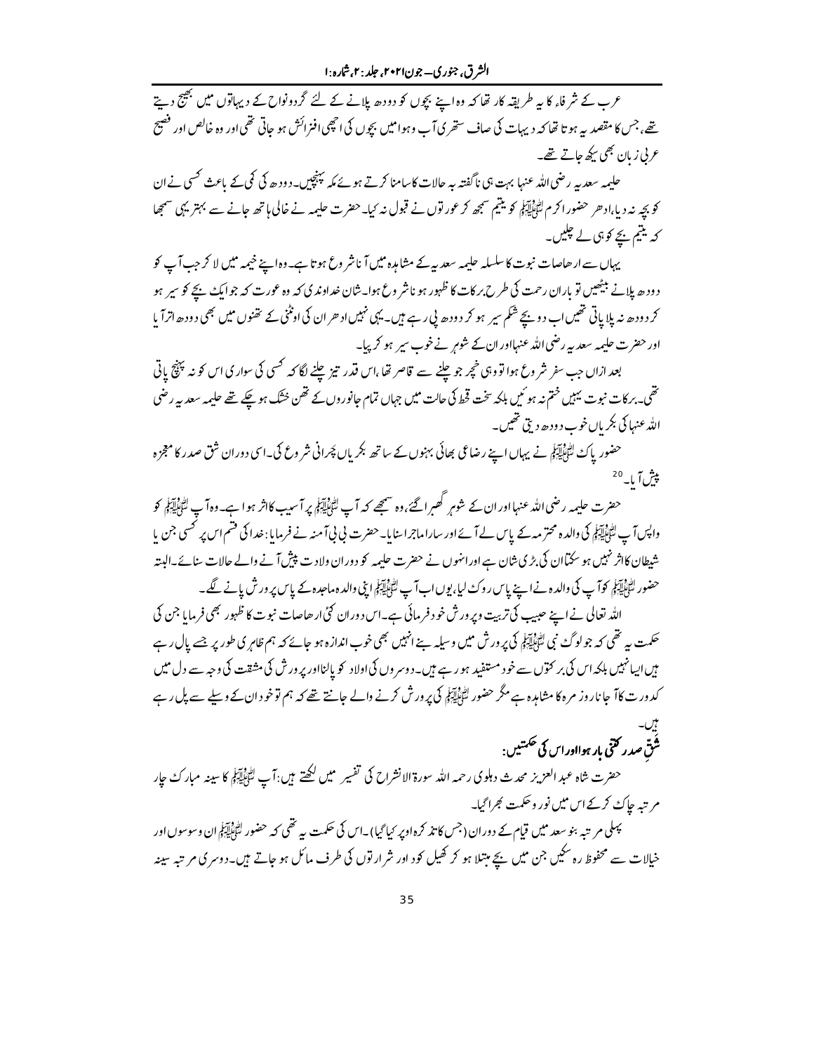عرب کے شرفاء کا یہ طریقہ کار تھا کہ وہ اپنے بچوں کو دودھ پلانے کے لئے گردونواح کے دیہاتوں میں بھیج دیتے تھے، جس کا مقصد یہ ہوتا تھا کہ دیہات کی صاف ستھری آب وہوا میں بچوں کی اچھی افزائش ہو جاتی تھی اور وہ خالص اور فصیح عربی زبان بھی سیکھ جاتے تھے۔

حلیمہ سعدیہ رضی اللہ عنہا بہت ہی ناگفتہ بہ حالات کا سامنا کرتے ہوئے مکہ پہنچیں۔ دودھ کی کمی کے باعث کسی نے ان کو بچہ نہ دیا، ادھر حضور اکرم ﷺ کو یتیم سمجھ کر عورتوں نے قبول نہ کیا۔ حضرت حلیمہ نے خالی ہاتھ جانے سے بہتر یہی سمجھا کہ یتیم بچے کو ہی لے چلیں۔

یہاں سے ارھاصات نبوت کا سلسلہ حلیمہ سعدیہ کے مشاہدہ میں آنا شروع ہوتا ہے۔ وہ اپنے خیمہ میں لا کر جب آپ کو دودھ پلانے بیٹھیں تو باران رحمت کی طرح برکات کا ظہور ہونا شروع ہوا۔ شان خداوندی کہ وہ عورت کہ جو ایک بچے کو سیر ہو کر دودھ نہ پلا پاتی تھیں اب دو بچے شکم سیر ہو کر دودھ پی رہے ہیں۔ یہی نہیں ادھر ان کی اونٹنی کے تھنوں میں بھی دودھ اتر آیا اور حضرت حلیمہ سعدیہ رضی اللہ عنہا اور ان کے شوہر نے خوب سیر ہو کر پیا۔

بعد ازاں جب سفر شروع ہوا تو وہی خچر جو چلنے سے قاصر تھا، اس قدر تیز چلنے لگا کہ کسی کی سواری اس کو نہ پہنچ پاتی تھی۔ برکات نبوت یہیں ختم نہ ہوئیں بلکہ سخت قحط کی حالت میں جہاں تمام جانوروں کے تھن خشک ہو چکے تھے حلیمہ سعدیہ رضی اللہ عنہا کی بکریاں خوب دودھ دیتی تھیں۔

حضور پاک ﷺ نے یہاں اپنے رضاعی بھائی بہنوں کے ساتھ بکریاں چرانی شروع کی۔ اسی دوران شق صدر کا معجزہ پیش آیا۔[20]

حضرت حلیمہ رضی اللہ عنہا اور ان کے شوہر گھبرا گئے، وہ سمجھے کہ آپ ﷺ پر آسیب کا اثر ہوا ہے۔ وہ آپ ﷺ کو واپس آپ ﷺ کی والدہ محترمہ کے پاس لے آئے اور سارا ماجرا سنایا۔ حضرت بی بی آمنہ نے فرمایا: خدا کی قسم اس پر کسی جن یا شیطان کا اثر نہیں ہو سکتا ان کی بڑی شان ہے اور انہوں نے حضرت حلیمہ کو دوران ولادت پیش آنے والے حالات سنائے۔ البتہ حضور ﷺ کو آپ کی والدہ نے اپنے پاس روک لیا، یوں اب آپ ﷺ اپنی والدہ ماجدہ کے پاس پرورش پانے لگے۔

اللہ تعالی نے اپنے حبیب کی تربیت وپرورش خود فرمائی ہے۔ اس دوران کئی ارھاصات نبوت کا ظہور بھی فرمایا جن کی حکمت یہ تھی کہ جو لوگ نبی ﷺ کی پرورش میں وسیلہ بنے انہیں بھی خوب اندازہ ہو جائے کہ ہم ظاہری طور پر جسے پال رہے ہیں ایسا نہیں بلکہ اس کی برکتوں سے خود مستفید ہو رہے ہیں۔ دوسروں کی اولاد کو پالنا اور پرورش کی مشقت کی وجہ سے دل میں کدورت کا آ جانا روز مرہ کا مشاہدہ ہے مگر حضور ﷺ کی پرورش کرنے والے جانتے تھے کہ ہم تو خود ان کے وسیلے سے پل رہے ہیں۔

## شق صدر کتنی بار ہوا اور اس کی حکمتیں:

حضرت شاہ عبد العزیز محدث دہلوی رحمہ اللہ سورۃ الانشراح کی تفسیر میں لکھتے ہیں: آپ ﷺ کا سینہ مبارک چار مرتبہ چاک کرکے اس میں نور وحکمت بھرا گیا۔

پہلی مرتبہ بنو سعد میں قیام کے دوران (جس کا تذکرہ اوپر کیا گیا)۔ اس کی حکمت یہ تھی کہ حضور ﷺ ان وسوسوں اور خیالات سے محفوظ رہ سکیں جن میں بچے مبتلا ہو کر کھیل کود اور شرارتوں کی طرف مائل ہو جاتے ہیں۔ دوسری مرتبہ سینہ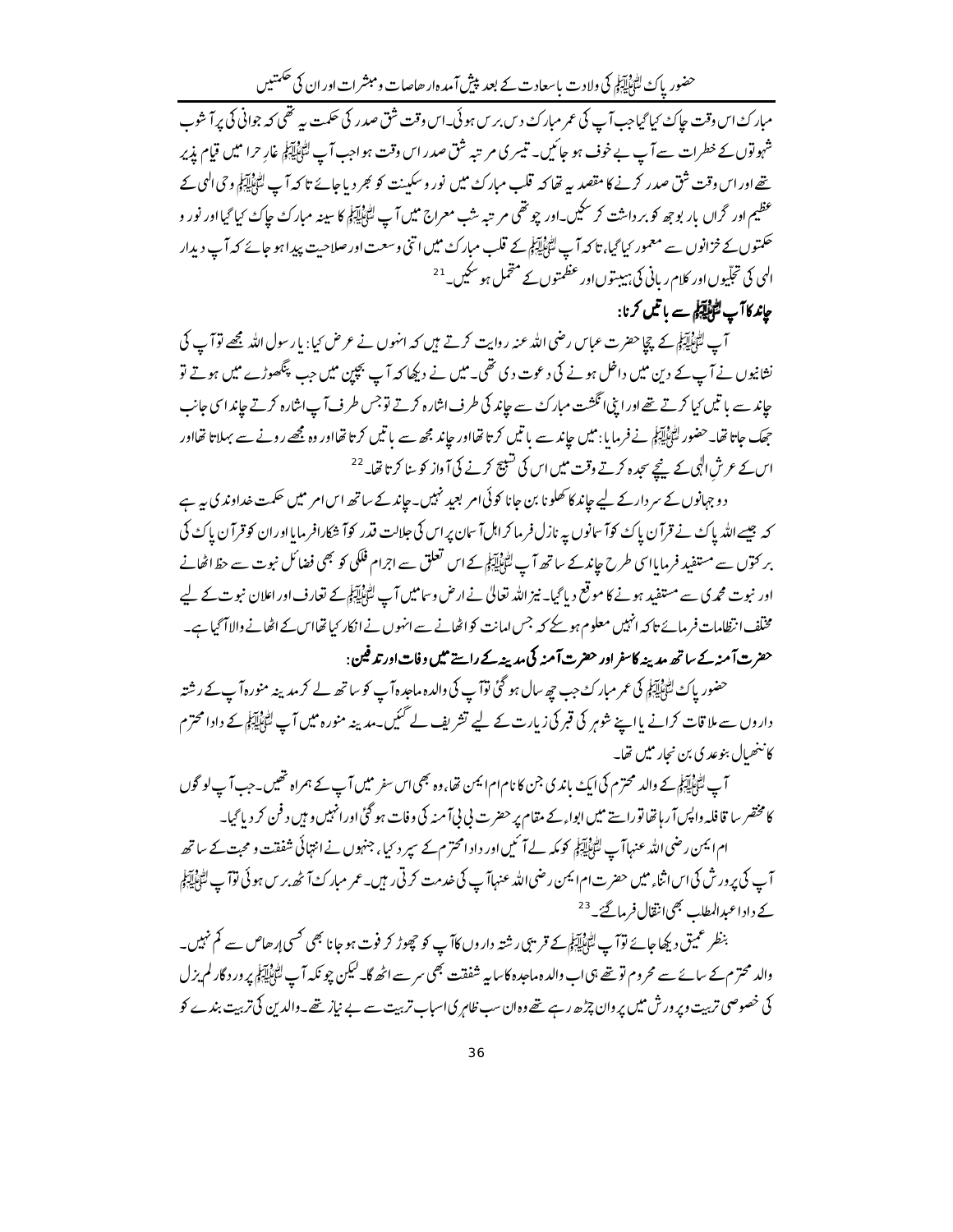مبارک اس وقت چاک کیا گیا جب آپ کی عمر مبارک دس برس ہوئی۔اس وقت شق صدر کی حکمت یہ تھی کہ جوانی کی پر آشوب شہوتوں کے خطرات سے آپ بے خوف ہو جائیں۔ تیسری مرتبہ شق صدر اس وقت ہوا جب آپ ﷺ غار حرا میں قیام پذیر تھے اور اس وقت شق صدر کرنے کا مقصد یہ تھا کہ قلب مبارک میں نور و سکینت کو بھر دیا جائے تا کہ آپ ﷺ وحی الٰہی کے عظیم اور گراں بار بوجھ کو برداشت کر سکیں۔اور چوتھی مرتبہ شب معراج میں آپ ﷺ کا سینہ مبارک چاک کیا گیا اور نور و حکمتوں کے خزانوں سے معمور کیا گیا، تاکہ آپ ﷺ کے قلب مبارک میں اتنی وسعت اور صلاحیت پیدا ہو جائے کہ آپ دیدار الٰہی کی تجلّیوں اور کلام ربانی کی ہیبتوں اور عظمتوں کے متحمل ہو سکیں۔[21]

### چاند کا آپ ﷺ سے باتیں کرنا:

آپ ﷺ کے چچا حضرت عباس رضی اللہ عنہ روایت کرتے ہیں کہ انہوں نے عرض کیا: یا رسول اللہ مجھے تو آپ کی نشانیوں نے آپ کے دین میں داخل ہونے کی دعوت دی تھی۔ میں نے دیکھا کہ آپ بچپن میں جب پنگھوڑے میں ہوتے تو چاند سے باتیں کیا کرتے تھے اور اپنی انگشت مبارک سے چاند کی طرف اشارہ کرتے تو جس طرف آپ اشارہ کرتے چاند اسی جانب جھک جاتا تھا۔ حضور ﷺ نے فرمایا: میں چاند سے باتیں کرتا تھا اور چاند مجھ سے باتیں کرتا تھا اور وہ مجھے رونے سے بہلاتا تھا اور اس کے عرش الٰہی کے نیچے سجدہ کرتے وقت میں اس کی تسبیح کرنے کی آواز کو سنا کرتا تھا۔[22]

دو جہانوں کے سردار کے لیے چاند کا کھلونا بن جانا کوئی امر بعید نہیں۔ چاند کے ساتھ اس امر میں حکمت خداوندی یہ ہے کہ جیسے اللہ پاک نے قرآن پاک کو آسمانوں پہ نازل فرما کر اہل آسمان پر اس کی جلالت قدر کو آشکار فرمایا اور ان کو قرآن پاک کی برکتوں سے مستفید فرمایا اسی طرح چاند کے ساتھ آپ ﷺ کے اس تعلق سے اجرام فلکی کو بھی فضائل نبوت سے حظ اٹھانے اور نبوت محمدی سے مستفید ہونے کا موقع دیا گیا۔ نیز اللہ تعالیٰ نے ارض و سما میں آپ ﷺ کے تعارف اور اعلان نبوت کے لیے مختلف انتظامات فرمائے تاکہ انہیں معلوم ہو سکے کہ جس امانت کو اٹھانے سے انہوں نے انکار کیا تھا اس کے اٹھانے والا آگیا ہے۔

### حضرت آمنہ کے ساتھ مدینہ کا سفر اور حضرت آمنہ کی مدینہ کے راستے میں وفات اور تدفین:

حضور پاک ﷺ کی عمر مبارک جب چھ سال ہو گئی تو آپ کی والدہ ماجدہ آپ کو ساتھ لے کر مدینہ منورہ آپ کے رشتہ داروں سے ملاقات کرانے یا اپنے شوہر کی قبر کی زیارت کے لیے تشریف لے گئیں۔ مدینہ منورہ میں آپ ﷺ کے دادا محترم کا ننھیال بنو عدی بن نجار میں تھا۔

آپ ﷺ کے والد محترم کی ایک باندی جن کا نام ام ایمن تھا، وہ بھی اس سفر میں آپ کے ہمراہ تھیں۔ جب آپ لوگوں کا مختصر سا قافلہ واپس آرہا تھا تو راستے میں ابواء کے مقام پر حضرت بی بی آمنہ کی وفات ہو گئی اور انہیں وہیں دفن کر دیا گیا۔

ام ایمن رضی اللہ عنہا آپ ﷺ کو مکہ لے آئیں اور دادا محترم کے سپرد کیا، جنھوں نے انتہائی شفقت و محبت کے ساتھ آپ کی پرورش کی اس اثناء میں حضرت ام ایمن رضی اللہ عنہا آپ کی خدمت کرتی رہیں۔ عمر مبارک آٹھ برس ہوئی تو آپ ﷺ کے دادا عبد المطلب بھی انتقال فرما گئے۔[23]

بنظر عمیق دیکھا جائے تو آپ ﷺ کے قریبی رشتہ داروں کا آپ کو چھوڑ کر فوت ہو جانا بھی کسی ارہاص سے کم نہیں۔ والد محترم کے سائے سے محروم تو تھے ہی اب والدہ ماجدہ کا سایہ شفقت بھی سر سے اٹھ گیا۔ لیکن چونکہ آپ ﷺ پروردگار لم یزل کی خصوصی تربیت و پرورش میں پروان چڑھ رہے تھے وہ ان سب ظاہری اسباب تربیت سے بے نیاز تھے۔ والدین کی تربیت بندے کو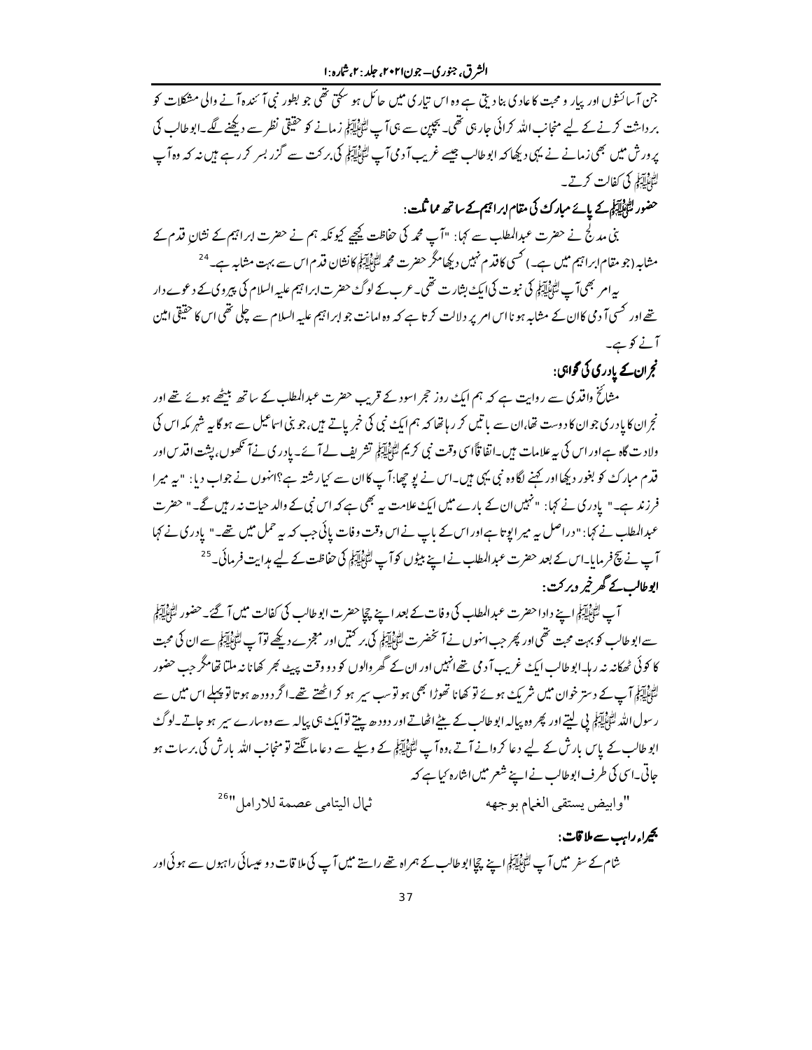جن آسائشوں اور پیار و محبت کا عادی بنا دیتی ہے وہ اس تیاری میں حائل ہو سکتی تھی جو بطور نبی آئندہ آنے والی مشکلات کو برداشت کرنے کے لیے منجانب اللہ کرائی جا رہی تھی۔ بچپن سے ہی آپ ﷺ زمانے کو حقیقی نظر سے دیکھنے لگے۔ابو طالب کی پرورش میں بھی زمانے نے یہی دیکھا کہ ابو طالب جیسے غریب آدمی آپ ﷺ کی برکت سے گزر بسر کر رہے ہیں نہ کہ وہ آپ ﷺ کی کفالت کرتے۔

### حضور ﷺ کے پائے مبارک کی مقام ابراہیم کے ساتھ مماثلت:

بنی مدلج نے حضرت عبدالمطلب سے کہا: "آپ محمد کی حفاظت کیجیے کیونکہ ہم نے حضرت ابراہیم کے نشانِ قدم کے مشابہ (جو مقام ابراہیم میں ہے۔) کسی کا قدم نہیں دیکھا مگر حضرت محمد ﷺ کا نشان قدم اس سے بہت مشابہ ہے۔[24]

یہ امر بھی آپ ﷺ کی نبوت کی ایک بشارت تھی۔ عرب کے لوگ حضرت ابراہیم علیہ السلام کی پیروی کے دعوے دار تھے اور کسی آدمی کا ان کے مشابہ ہونا اس امر پر دلالت کرتا ہے کہ وہ امانت جو ابراہیم علیہ السلام سے چلی تھی اس کا حقیقی امین آنے کو ہے۔

### نجران کے پادری کی گواہی:

مشائخ واقدی سے روایت ہے کہ ہم ایک روز حجر اسود کے قریب حضرت عبدالمطلب کے ساتھ بیٹھے ہوئے تھے اور نجران کا پادری جو ان کا دوست تھا، ان سے باتیں کر رہا تھا کہ ہم ایک نبی کی خبر پاتے ہیں، جو بنی اسماعیل سے ہو گا یہ شہر مکہ اس کی ولادت گاہ ہے اور اس کی یہ علامات ہیں۔اتفاقاً اسی وقت نبی کریم ﷺ تشریف لے آئے۔ پادری نے آنکھوں، پشت اقدس اور قدم مبارک کو بغور دیکھا اور کہنے لگا وہ نبی یہی ہیں۔اس نے پوچھا: آپ کا ان سے کیا رشتہ ہے؟ انہوں نے جواب دیا: "یہ میرا فرزند ہے۔" پادری نے کہا: "نہیں ان کے بارے میں ایک علامت یہ بھی ہے کہ اس نبی کے والد حیات نہ رہیں گے۔" حضرت عبدالمطلب نے کہا: "دراصل یہ میرا پوتا ہے اور اس کے باپ نے اس وقت وفات پائی جب کہ یہ حمل میں تھے۔" پادری نے کہا آپ نے سچ فرمایا۔اس کے بعد حضرت عبدالمطلب نے اپنے بیٹوں کو آپ ﷺ کی حفاظت کے لیے ہدایت فرمائی۔[25]

### ابو طالب کے گھر خیر و برکت:

آپ ﷺ اپنے دادا حضرت عبدالمطلب کی وفات کے بعد اپنے چچا حضرت ابو طالب کی کفالت میں آ گئے۔ حضور ﷺ سے ابو طالب کو بہت محبت تھی اور پھر جب انہوں نے آنحضرت ﷺ کی برکتیں اور معجزے دیکھے تو آپ ﷺ سے ان کی محبت کا کوئی ٹھکانہ نہ رہا۔ابو طالب ایک غریب آدمی تھے انہیں اور ان کے گھر والوں کو دو وقت پیٹ بھر کھانا نہ ملتا تھا مگر جب حضور ﷺ آپ کے دستر خوان میں شریک ہوئے تو کھانا تھوڑا بھی ہو تو سب سیر ہو کر اٹھتے تھے۔اگر دودھ ہوتا تو پہلے اس میں سے رسول اللہ ﷺ پی لیتے اور پھر وہ پیالہ ابو طالب کے بیٹے اٹھاتے اور دودھ پیتے تو ایک ہی پیالہ سے وہ سارے سیر ہو جاتے۔لوگ ابو طالب کے پاس بارش کے لیے دعا کروانے آتے، وہ آپ ﷺ کے وسیلے سے دعا مانگتے تو منجانب اللہ بارش کی برسات ہو جاتی۔اسی کی طرف ابو طالب نے اپنے شعر میں اشارہ کیا ہے کہ

"وابیض یستقی الغمام بوجھه ثمال الیتامی عصمة للارامل"[26]

### بحیراء راہب سے ملاقات:

شام کے سفر میں آپ ﷺ اپنے چچا ابو طالب کے ہمراہ تھے راستے میں آپ کی ملاقات دو عیسائی راہبوں سے ہوئی اور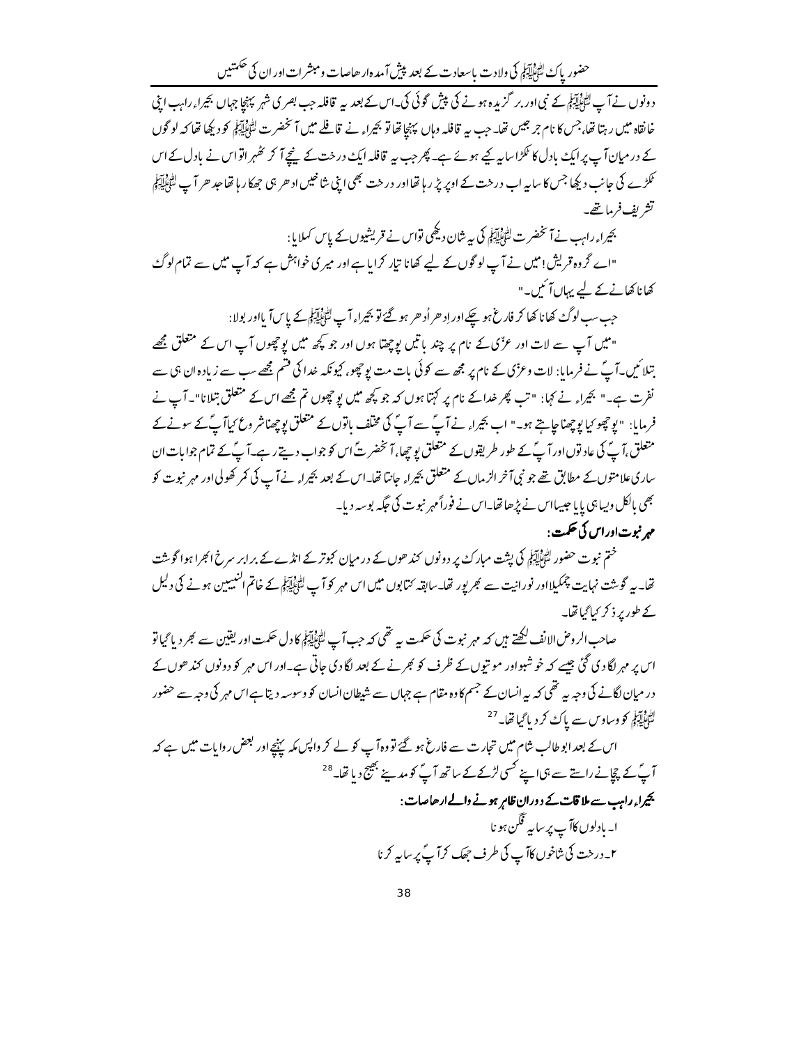دونوں نے آپ ﷺ کے نبی اور برگزیدہ ہونے کی پیش گوئی کی۔اس کے بعد یہ قافلہ جب بصری شہر پہنچا جہاں بحیراء راہب اپنی خانقاہ میں رہتا تھا، جس کا نام جرجیس تھا۔ جب یہ قافلہ وہاں پہنچا تھا تو بحیراء نے قافلے میں آنحضرت ﷺ کو دیکھا تھا کہ لوگوں کے درمیان آپ پر ایک بادل کا ٹکڑا سایہ کیے ہوئے ہے۔ پھر جب یہ قافلہ ایک درخت کے نیچے آ کر ٹھہرا تو اس نے بادل کے اس ٹکڑے کی جانب دیکھا جس کا سایہ اب درخت کے اوپر پڑ رہا تھا اور درخت بھی اپنی شاخیں ادھر ہی جھکا رہا تھا جدھر آپ ﷺ تشریف فرما تھے۔

بحیراء راہب نے آنحضرت ﷺ کی یہ شان دیکھی تو اس نے قریشیوں کے پاس کہلایا:

"اے گروہ قریش! میں نے آپ لوگوں کے لیے کھانا تیار کرایا ہے اور میری خواہش ہے کہ آپ میں سے تمام لوگ کھانا کھانے کے لیے یہاں آئیں۔"

جب سب لوگ کھانا کھا کر فارغ ہو چکے اور اِدھر اُدھر ہو گئے تو بحیراء آپ ﷺ کے پاس آیا اور بولا:

"میں آپ سے لات اور عزّیٰ کے نام پر چند باتیں پوچھتا ہوں اور جو کچھ میں پوچھوں آپ اس کے متعلق مجھے بتلائیں۔ آپؐ نے فرمایا: لات وعزّیٰ کے نام پر مجھ سے کوئی بات مت پوچھو، کیونکہ خدا کی قسم مجھے سب سے زیادہ ان ہی سے نفرت ہے۔" بحیراء نے کہا: "تب پھر خدا کے نام پر کہتا ہوں کہ جو کچھ میں پوچھوں تم مجھے اس کے متعلق بتلانا"۔ آپ نے فرمایا: "پوچھو کیا پوچھنا چاہتے ہو۔" اب بحیراء نے آپؐ سے آپؐ کی مختلف باتوں کے متعلق پوچھنا شروع کیا آپؐ کے سونے کے متعلق، آپؐ کی عادتوں اور آپؐ کے طور طریقوں کے متعلق پوچھا، آنحضرتؐ اس کو جواب دیتے رہے۔ آپؐ کے تمام جوابات ان ساری علامتوں کے مطابق تھے جو نبی آخر الزماں کے متعلق بحیراء جانتا تھا۔ اس کے بعد بحیراء نے آپ کی کمر کھولی اور مہر نبوت کو بھی بالکل ویسا ہی پایا جیسا اس نے پڑھا تھا۔ اس نے فوراً مہر نبوت کی جگہ بوسہ دیا۔

**مہر نبوت اور اس کی حکمت:**

ختم نبوت حضور ﷺ کی پشت مبارک پر دونوں کندھوں کے درمیان کبوتر کے انڈے کے برابر سرخ ابھرا ہوا گوشت تھا۔ یہ گوشت نہایت چمکیلا اور نورانیت سے بھرپور تھا۔ سابقہ کتابوں میں اس مہر کو آپ ﷺ کے خاتم النبیین ہونے کی دلیل کے طور پر ذکر کیا گیا تھا۔

صاحب الروض الانف لکھتے ہیں کہ مہر نبوت کی حکمت یہ تھی کہ جب آپ ﷺ کا دل حکمت اور یقین سے بھر دیا گیا تو اس پر مہر لگا دی گئی جیسے کہ خوشبو اور موتیوں کے ظرف کو بھرنے کے بعد لگا دی جاتی ہے۔ اور اس مہر کو دونوں کندھوں کے درمیان لگانے کی وجہ یہ تھی کہ یہ انسان کے جسم کا وہ مقام ہے جہاں سے شیطان انسان کو وسوسہ دیتا ہے اس مہر کی وجہ سے حضور ﷺ کو وساوس سے پاک کر دیا گیا تھا۔[27]

اس کے بعد ابو طالب شام میں تجارت سے فارغ ہو گئے تو وہ آپ کو لے کر واپس مکہ پہنچے اور بعض روایات میں ہے کہ آپؐ کے چچا نے راستے سے ہی اپنے کسی لڑکے کے ساتھ آپؐ کو مدینے بھیج دیا تھا۔[28]

**بحیراء راہب سے ملاقات کے دوران ظاہر ہونے والے ارھاصات:**

۱۔ بادلوں کا آپ پر سایہ فگن ہونا

۲۔ درخت کی شاخوں کا آپ کی طرف جھک کر آپؐ پر سایہ کرنا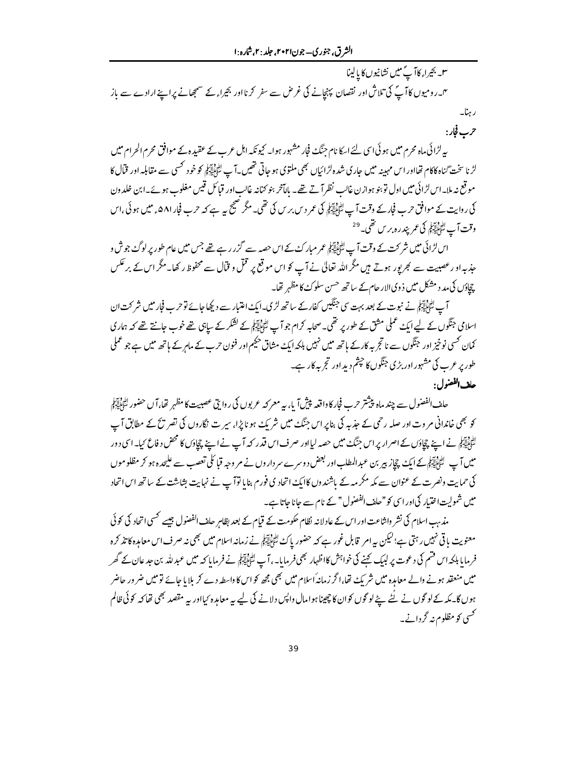۳۔ بحیراء کاآپؐ میں نشانیوں کا پالینا

۴۔ رومیوں کا آپؐ کی تلاش اور نقصان پہنچانے کی غرض سے سفر کرنا اور بحیراء کے سمجھانے پر اپنے ارادے سے باز رہنا۔

**حرب فجار:**

یہ لڑائی ماہ محرم میں ہوئی اسی لئے اسکا نام جنگ فجار مشہور ہوا۔ کیونکہ اہل عرب کے عقیدہ کے موافق محرم الحرام میں لڑنا سخت گناہ کاکام تھااور اس مہینہ میں جاری شدہ لڑائیاں بھی ملتوی ہو جاتی تھیں۔آپ ﷺ کو خود کسی سے مقابلہ اور قتال کا موقع نہ ملا۔ اس لڑائی میں اول تو بنو ہوازن غالب نظر آتے تھے۔ بالآخر بنو کنانہ غالب اور قبائل قیس مغلوب ہوئے۔ابن خلدون کی روایت کے موافق حرب فجار کے وقت آپ ﷺ کی عمر دس برس کی تھی۔ مگر صحیح یہ ہے کہ حرب فجار ۵۸۱ء میں ہوئی،اس وقت آپ ﷺ کی عمر پندرہ برس تھی۔[29]

اس لڑائی میں شرکت کے وقت آپ ﷺ عمر مبارک کے اس حصہ سے گزر رہے تھے جس میں عام طور پر لوگ جوش و جذبہ اور عصبیت سے بھرپور ہوتے ہیں مگر اللہ تعالیٰ نے آپ کو اس موقع پر قتل و قتال سے محفوظ رکھا۔ مگر اس کے برعکس چچاؤں کی مدد مشکل میں ذوی الارحام کے ساتھ حسن سلوک کا مظہر تھا۔

آپ ﷺ نے نبوت کے بعد بہت سی جنگیں کفار کے ساتھ لڑی۔ایک اعتبار سے دیکھا جائے تو حرب فجار میں شرکت ان اسلامی جنگوں کے لیے ایک عملی مشق کے طور پر تھی۔ صحابہ کرام جو آپ ﷺ کے لشکر کے سپاہی تھے خوب جانتے تھے کہ ہماری کمان کسی نوخیز اور جنگوں سے ناتجربہ کار کے ہاتھ میں نہیں بلکہ ایک مشاق حکیم اور فنون حرب کے ماہر کے ہاتھ میں ہے جو عملی طور پر عرب کی مشہور اور بڑی جنگوں کا چشم دید اور تجربہ کار ہے۔

**حلف الفضول:**

حلف الفضول سے چند ماہ پیشتر حرب فجار کا واقعہ پیش آیا، یہ معرکہ عربوں کی روایتی عصبیت کا مظہر تھا، آں حضور ﷺ کو بھی خاندانی مروت اور صلہ رحمی کے جذبہ کی بناپر اس جنگ میں شریک ہونا پڑا، سیرت نگاروں کی تصریح کے مطابق آپ ﷺ نے اپنے چچاؤں کے اصرار پر اس جنگ میں حصہ لیا اور صرف اس قدر کہ آپ نے اپنے چچاؤں کا محض دفاع کیا۔ اسی دور میں آپ ﷺ کے ایک چچا زبیر بن عبدالمطلب اور بعض دوسرے سرداروں نے مروجہ قبائلی تعصب سے علیحدہ ہو کر مظلوموں کی حمایت و نصرت کے عنوان سے مکہ مکرمہ کے باشندوں کا ایک اتحادی فورم بنایا تو آپ نے نہایت بشاشت کے ساتھ اس اتحاد میں شمولیت اختیار کی اور اسی کو "حلف الفضول" کے نام سے جانا جاتا ہے۔

مذہب اسلام کی نشر واشاعت اور اس کے عادلانہ نظام حکومت کے قیام کے بعد بظاہر حلف الفضول جیسے کسی اتحاد کی کوئی معنویت باقی نہیں رہتی ہے؛ لیکن یہ امر قابل غور ہے کہ حضور پاک ﷺ نے زمانہ اسلام میں بھی نہ صرف اس معاہدہ کا تذکرہ فرمایا بلکہ اس قسم کی دعوت پر لبیک کہنے کی خواہش کا اظہار بھی فرمایا۔، آپ ﷺ نے فرمایا کہ میں عبداللہ بن جدعان کے گھر میں منعقد ہونے والے معاہدہ میں شریک تھا، اگر زمانۂ اسلام میں بھی مجھ کو اس کا واسطہ دے کر بلایا جائے تو میں ضرور حاضر ہوں گا۔ مکہ کے لوگوں نے لُٹے پٹے لوگوں کو ان کا چھینا ہوا مال واپس دلانے کی لیے یہ معاہدہ کیا اور یہ مقصد بھی تھا کہ کوئی ظالم کسی کو مظلوم نہ گردانے۔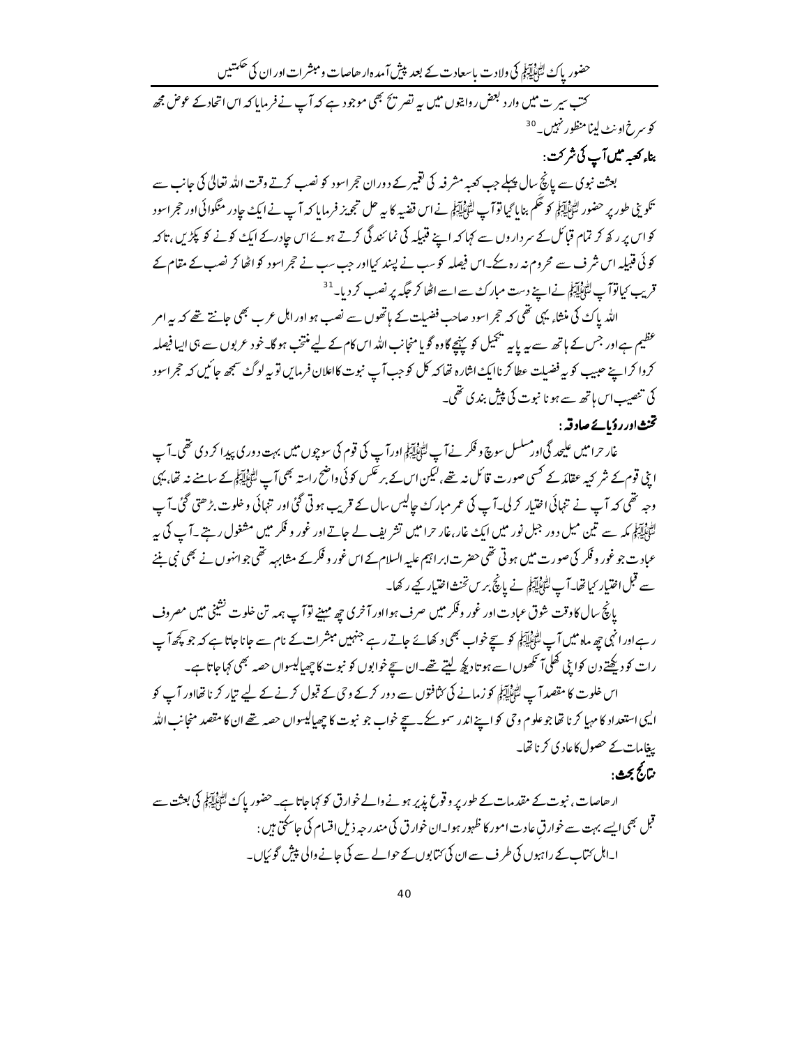کتب سیرت میں وارد بعض روایتوں میں یہ تصریح بھی موجود ہے کہ آپ نے فرمایا کہ اس اتحاد کے عوض مجھ کو سرخ اونٹ لینا منظور نہیں۔[30]

**بناء کعبہ میں آپ کی شرکت:**

بعثت نبوی سے پانچ سال پہلے جب کعبہ مشرفہ کی تعمیر کے دوران حجر اسود کو نصب کرتے وقت اللہ تعالیٰ کی جانب سے تکوینی طور پر حضور ﷺ کو حکم بنایا گیا تو آپ ﷺ نے اس قضیہ کا یہ حل تجویز فرمایا کہ آپ نے ایک چادر منگوائی اور حجر اسود کو اس پر رکھ کر تمام قبائل کے سرداروں سے کہا کہ اپنے قبیلہ کی نمائندگی کرتے ہوئے اس چادر کے ایک کونے کو پکڑیں، تاکہ کوئی قبیلہ اس شرف سے محروم نہ رہ سکے۔ اس فیصلہ کو سب نے پسند کیا اور جب سب نے حجر اسود کو اٹھا کر نصب کے مقام کے قریب کیا تو آپ ﷺ نے اپنے دست مبارک سے اسے اٹھا کر جگہ پر نصب کر دیا۔[31]

اللہ پاک کی منشاء یہی تھی کہ حجر اسود صاحب فضیلت کے ہاتھوں سے نصب ہو اور اہل عرب بھی جانتے تھے کہ یہ امر عظیم ہے اور جس کے ہاتھ سے یہ پایہ تکمیل کو پہنچے گا وہ گویا منجانب اللہ اس کام کے لیے منتخب ہوگا۔ خود عربوں سے ہی ایسا فیصلہ کروا کر اپنے حبیب کو یہ فضیلت عطا کرنا ایک اشارہ تھا کہ کل کو جب آپ نبوت کا اعلان فرمائیں تو یہ لوگ سمجھ جائیں کہ حجر اسود کی تنصیب اس ہاتھ سے ہونا نبوت کی پیش بندی تھی۔

**تحنث اور رؤیائے صادقہ:**

غار حرا میں علیحدگی اور مسلسل سوچ و فکر نے آپ ﷺ اور آپ کی قوم کی سوچوں میں بہت دوری پیدا کر دی تھی۔ آپ اپنی قوم کے شرکیہ عقائد کے کسی صورت قائل نہ تھے، لیکن اس کے برعکس کوئی واضح راستہ بھی آپ ﷺ کے سامنے نہ تھا، یہی وجہ تھی کہ آپ نے تنہائی اختیار کرلی۔ آپ کی عمر مبارک چالیس سال کے قریب ہوتی گئی اور تنہائی و خلوت بڑھتی گئی۔ آپ ﷺ مکہ سے تین میل دور جبل نور میں ایک غار، غار حرا میں تشریف لے جاتے اور غور و فکر میں مشغول رہتے۔ آپ کی یہ عبادت جو غور و فکر کی صورت میں ہوتی تھی حضرت ابراہیم علیہ السلام کے اس غور و فکر کے مشابہہ تھی جو انہوں نے بھی نبی بننے سے قبل اختیار کیا تھا۔ آپ ﷺ نے پانچ برس تحنث اختیار کیے رکھا۔

پانچ سال کا وقت شوق عبادت اور غور و فکر میں صرف ہوا اور آخری چھ مہینے تو آپ ہمہ تن خلوت نشینی میں مصروف رہے اور انہی چھ ماہ میں آپ ﷺ کو سچے خواب بھی دکھائے جاتے رہے جنہیں مبشرات کے نام سے جانا جاتا ہے کہ جو کچھ آپ رات کو دیکھتے دن کو اپنی کھلی آنکھوں اسے ہوتا دیکھ لیتے تھے۔ ان سچے خوابوں کو نبوت کا چھیالیسواں حصہ بھی کہا جاتا ہے۔

اس خلوت کا مقصد آپ ﷺ کو زمانے کی کثافتوں سے دور کرکے وحی کے قبول کرنے کے لیے تیار کرنا تھا اور آپ کو ایسی استعداد کا مہیا کرنا تھا جو علوم وحی کو اپنے اندر سمو سکے۔ سچے خواب جو نبوت کا چھیالیسواں حصہ تھے ان کا مقصد منجانب اللہ پیغامات کے حصول کا عادی کرنا تھا۔

**نتائج بحث:**

ارھاصات، نبوت کے مقدمات کے طور پر وقوع پذیر ہونے والے خوارق کو کہا جاتا ہے۔ حضور پاک ﷺ کی بعثت سے قبل بھی ایسے بہت سے خوارق عادت امور کا ظہور ہوا۔ ان خوارق کی مندرجہ ذیل اقسام کی جا سکتی ہیں:

ا۔ اہل کتاب کے راہبوں کی طرف سے ان کی کتابوں کے حوالے سے کی جانے والی پیش گوئیاں۔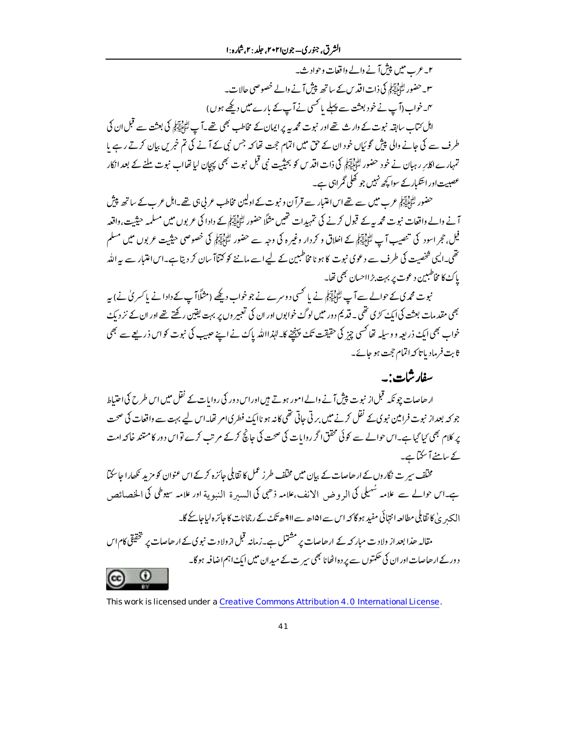۲۔ عرب میں پیش آنے والے واقعات و حوادث۔

۳۔ حضور ﷺ کی ذات اقدس کے ساتھ پیش آنے والے خصوصی حالات۔

۴۔ خواب (آپ نے خود بعثت سے پہلے یا کسی نے آپ کے بارے میں دیکھے ہوں)

اہل کتاب سابقہ نبوت کے وارث تھے اور نبوت محمدیہ پر ایمان کے مخاطب بھی تھے۔ آپ ﷺ کی بعثت سے قبل ان کی طرف سے کی جانے والی پیش گوئیاں خود ان کے حق میں اتمام حجت تھا کہ جس نبی کے آنے کی تم خبریں بیان کرتے رہے یا تمہارے اکابر رہبان نے خود حضور ﷺ کی ذات اقدس کو بحیثیت نبی قبل نبوت بھی پہچان لیا تھا اب نبوت ملنے کے بعد انکار عصبیت اور استکبار کے سوا کچھ نہیں جو کھلی گمراہی ہے۔

حضور ﷺ عرب میں سے تھے اس اعتبار سے قرآن و نبوت کے اولین مخاطب عربی ہی تھے۔ اہل عرب کے ساتھ پیش آنے والے واقعات نبوت محمدیہ کے قبول کرنے کی تمہیدات تھیں مثلاً حضور ﷺ کے دادا کی عربوں میں مسلمہ حیثیت، واقعہ فیل، حجر اسود کی تنصیب آپ ﷺ کے اخلاق و کردار وغیرہ کی وجہ سے حضور ﷺ کی خصوصی حیثیت عربوں میں مسلم تھی۔ ایسی شخصیت کی طرف سے دعوی نبوت کا ہونا مخاطبین کے لیے اسے ماننے کو کتنا آسان کر دیتا ہے۔ اس اعتبار سے یہ اللہ پاک کا مخاطبین دعوت پر بہت بڑا احسان بھی تھا۔

نبوت محمدی کے حوالے سے آپ ﷺ نے یا کسی دوسرے نے جو خواب دیکھے (مثلاً آپ کے دادا نے یا کسریٰ نے) یہ بھی مقدمات بعثت کی ایک کڑی تھی۔ قدیم دور میں لوگ خوابوں اور ان کی تعبیروں پر بہت یقین رکھتے تھے اور ان کے نزدیک خواب بھی ایک ذریعہ و وسیلہ تھا کسی چیز کی حقیقت تک پہنچنے کا۔ لہٰذا اللہ پاک نے اپنے حبیب کی نبوت کو اس ذریعے سے بھی ثابت فرمادیا تاکہ اتمام حجت ہو جائے۔

## سفارشات:۔

ارہاصات چونکہ قبل از نبوت پیش آنے والے امور ہوتے ہیں اور اس دور کی روایات کے نقل میں اس طرح کی احتیاط جو کہ بعد از نبوت فرامین نبوی کے نقل کرنے میں برتی جاتی تھی کا نہ ہونا ایک فطری امر تھا۔ اس لیے بہت سے واقعات کی صحت پر کلام بھی کیا گیا ہے۔ اس حوالے سے کوئی محقق اگر روایات کی صحت کی جانچ کرکے مرتب کرے تو اس دور کا مستند خاکہ امت کے سامنے آسکتا ہے۔

مختلف سیرت نگاروں کے ارہاصات کے بیان میں مختلف طرز عمل کا تقابلی جائزہ کرکے اس عنوان کو مزید نکھارا جاسکتا ہے۔ اس حوالے سے علامہ سُہیلی کی الروض الانف، علامہ ذہبی کی السیرۃ النبویۃ اور علامہ سیوطی کی الخصائص الکبریٰ کا تقابلی مطالعہ انتہائی مفید ہوگا کہ اس سے ۱۵۱ھ سے ۹۱۱ھ تک کے رجحانات کا جائزہ لیا جاسکے گا۔

مقالہ ھذا بعد از ولادت مبارکہ کے ارہاصات پر مشتمل ہے۔ زمانہ قبل از ولادت نبوی کے ارہاصات پر تحقیقی کام اس دور کے ارہاصات اور ان کی حکمتوں سے پردہ اٹھانا بھی سیرت کے میدان میں ایک اہم اضافہ ہوگا۔

This work is licensed under a Creative Commons Attribution 4.0 International License.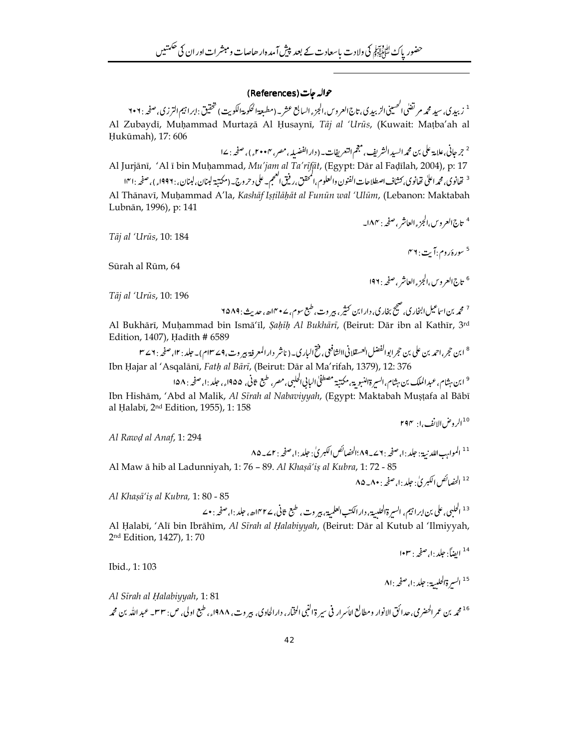## حوالہ جات (References)

[1] زبیدی، سید محمد مرتضیٰ الحسینی الزبیدی، تاج العروس، الجزء السابع عشر۔ (مطبعۃ الحکومۃ الکویت) تحقیق: ابراہیم الترزی، صفحہ: ۶۰۶

Al Zubaydī, Muḥammad Murtaẓā Al Ḥusaynī, *Tāj al 'Urūs*, (Kuwait: Maṭba'ah al Ḥukūmah), 17: 606

[2] جرجانی، علامۃ علی بن محمد السید الشریف، معجم التعریفات۔ (دار الفضیلہ، مصر، ۲۰۰۴ء)، صفحہ: ۱۷

Al Jurjānī, 'Al ī bin Muḥammad, *Mu'jam al Ta'rīfāt*, (Egypt: Dār al Faḍīlah, 2004), p: 17

[3] تھانوی، محمد اعلیٰ تھانوی، کشاف اصطلاحات الفنون والعلوم، المحقق، رفیق العجم۔ علی دحروج۔ (مکتبۃ لبنان، لبنان، ۱۹۹۶ء)، صفحہ: ۱۴۱

Al Thānavī, Muḥammad A'la, *Kashāf Iṣṭilāḥāt al Funūn wal 'Ulūm*, (Lebanon: Maktabah Lubnān, 1996), p: 141

[4] تاج العروس، الجزء العاشر، صفحہ: ۱۸۴۔

*Tāj al 'Urūs*, 10: 184

[5] سورۂ روم: آیت: ۶۴

Sūrah al Rūm, 64

[6] تاج العروس، الجزء العاشر، صفحہ: ۱۹۶

*Tāj al 'Urūs*, 10: 196

[7] محمد بن اسماعیل البخاری، صحیح بخاری، دار ابن کثیر، بیروت، طبع سوم، ۱۴۰۷ھ، حدیث: ۶۵۸۹

Al Bukhārī, Muḥammad bin Ismā'īl, *Ṣaḥīḥ Al Bukhārī*, (Beirut: Dār ibn al Kathīr, 3rd Edition, 1407), Ḥadīth # 6589

[8] ابن حجر، احمد بن علی بن حجر ابو الفضل العسقلانی الشافعی، فتح الباری۔ (ناشر دار المعرفۃ بیروت، ۱۳۷۹ م)۔ جلد: ۱۲، صفحہ: ۳۷۶

Ibn Ḥajar al 'Asqalānī, *Fatḥ al Bārī*, (Beirut: Dār al Ma'rifah, 1379), 12: 376

[9] ابن ہشام، عبد الملک بن ہشام، السیرۃ النبویۃ، مکتبۃ مصطفیٰ البابی الحلبی، مصر، طبع ثانی، ۱۹۵۵ء، جلد: ۱، صفحہ: ۱۵۸

Ibn Hishām, 'Abd al Malik, *Al Sīrah al Nabaviyyah*, (Egypt: Maktabah Muṣṭafa al Bābī al Ḥalabī, 2nd Edition, 1955), 1: 158

[10] الروض الانف، ۱: ۲۹۴

*Al Rawḍ al Anaf*, 1: 294

[11] المواہب اللدنیۃ: جلد: ۱، صفحہ: ۷۶۔۸۹؛ الخصائص الکبریٰ: جلد: ۱، صفحہ: ۷۲۔۸۵

Al Maw ā hib al Ladunniyah, 1: 76 – 89. *Al Khaṣā'iṣ al Kubra*, 1: 72 - 85

[12] الخصائص الکبریٰ: جلد: ۱، صفحہ: ۸۰۔۸۵

*Al Khaṣā'iṣ al Kubra,* 1: 80 - 85

[13] الحلبی، علی بن ابراہیم، السیرۃ الحلبیۃ، دار الکتب العلمیۃ، بیروت، طبع ثانی، ۱۴۲۷ھ، جلد: ۱، صفحہ: ۷۰

Al Ḥalabī, 'Alī bin Ibrāhīm, *Al Sīrah al Ḥalabiyyah*, (Beirut: Dār al Kutub al 'Ilmiyyah, 2nd Edition, 1427), 1: 70

[14] ایضاً: جلد: ۱، صفحہ: ۱۰۳

Ibid., 1: 103

[15] السیرۃ الحلبیۃ: جلد: ۱، صفحہ: ۸۱

*Al Sīrah al Ḥalabiyyah*, 1: 81

[16] محمد بن عمر الحضرمی، حدائق الانوار ومطالع الاسرار فی سیرۃ النبی المختار، دار الحاوی، بیروت، ۱۹۸۸ء، طبع اولی، ص: ۳۳۔ عبد اللہ بن محمد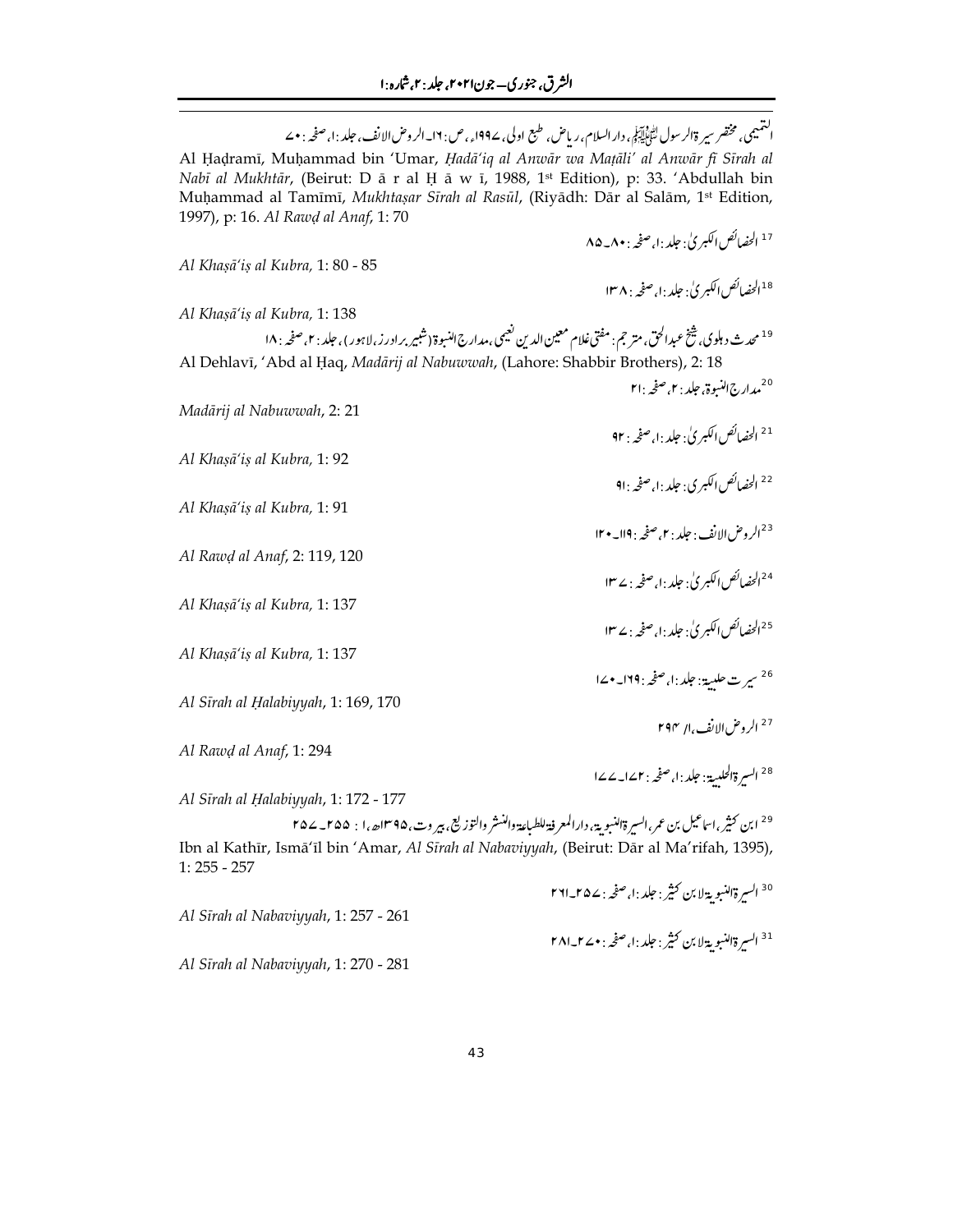التمیمی، مختصر سیرۃ الرسول ﷺ، دار السلام، ریاض، طبع اولی، ۱۹۹۷ء، ص: ۱۶۔ الروض الانف، جلد: ا، صفحہ: ۷۰

Al Ḥaḍramī, Muḥammad bin 'Umar, *Ḥadā'iq al Anwār wa Maṭāli' al Anwār fī Sīrah al Nabī al Mukhtār*, (Beirut: D ā r al Ḥ ā w ī, 1988, 1st Edition), p: 33. 'Abdullah bin Muḥammad al Tamīmī, *Mukhtaṣar Sīrah al Rasūl*, (Riyādh: Dār al Salām, 1st Edition, 1997), p: 16. *Al Rawḍ al Anaf*, 1: 70

[17] الخصائص الکبریٰ: جلد: ا، صفحہ: ۸۰۔۸۵

*Al Khaṣā'iṣ al Kubra*, 1: 80 - 85

[18] الخصائص الکبریٰ: جلد: ا، صفحہ: ۱۳۸

*Al Khaṣā'iṣ al Kubra*, 1: 138

[19] محدث دہلوی، شیخ عبدالحق، مترجم: مفتی غلام معین الدین نعیمی، مدارج النبوۃ (شبیر برادرز، لاہور)، جلد: ۲، صفحہ: ۱۸

Al Dehlavī, 'Abd al Ḥaq, *Madārij al Nabuwwah*, (Lahore: Shabbir Brothers), 2: 18

[20] مدارج النبوۃ، جلد: ۲، صفحہ: ۲۱

*Madārij al Nabuwwah*, 2: 21

[21] الخصائص الکبریٰ: جلد: ا، صفحہ: ۹۲

*Al Khaṣā'iṣ al Kubra*, 1: 92

[22] الخصائص الکبری: جلد: ا، صفحہ: ۹۱

*Al Khaṣā'iṣ al Kubra*, 1: 91

[23] الروض الانف: جلد: ۲، صفحہ: ۱۱۹۔۱۲۰

*Al Rawḍ al Anaf*, 2: 119, 120

[24] الخصائص الکبریٰ: جلد: ا، صفحہ: ۱۳۷

*Al Khaṣā'iṣ al Kubra*, 1: 137

[25] الخصائص الکبریٰ: جلد: ا، صفحہ: ۱۳۷

*Al Khaṣā'iṣ al Kubra*, 1: 137

[26] سیرت حلبیۃ: جلد: ا، صفحہ: ۱۶۹۔۱۷۰

*Al Sīrah al Ḥalabiyyah*, 1: 169, 170

[27] الروض الانف، ا/ ۲۹۴

*Al Rawḍ al Anaf*, 1: 294

[28] السیرۃ الحلبیۃ: جلد: ا، صفحہ: ۱۷۲۔۱۷۷

*Al Sīrah al Ḥalabiyyah*, 1: 172 - 177

[29] ابن کثیر، اسماعیل بن عمر، السیرۃ النبویۃ، دار المعرفۃ للطباعۃ والنشر والتوزیع، بیروت، ۱۳۹۵ھ، ا: ۲۵۵۔۲۵۷

Ibn al Kathīr, Ismā'īl bin 'Amar, *Al Sīrah al Nabaviyyah*, (Beirut: Dār al Ma'rifah, 1395), 1: 255 - 257

[30] السیرۃ النبویۃ لابن کثیر: جلد: ا، صفحہ: ۲۵۷۔۲۶۱

*Al Sīrah al Nabaviyyah*, 1: 257 - 261

[31] السیرۃ النبویۃ لابن کثیر: جلد: ا، صفحہ: ۲۷۰۔۲۸۱

*Al Sīrah al Nabaviyyah*, 1: 270 - 281